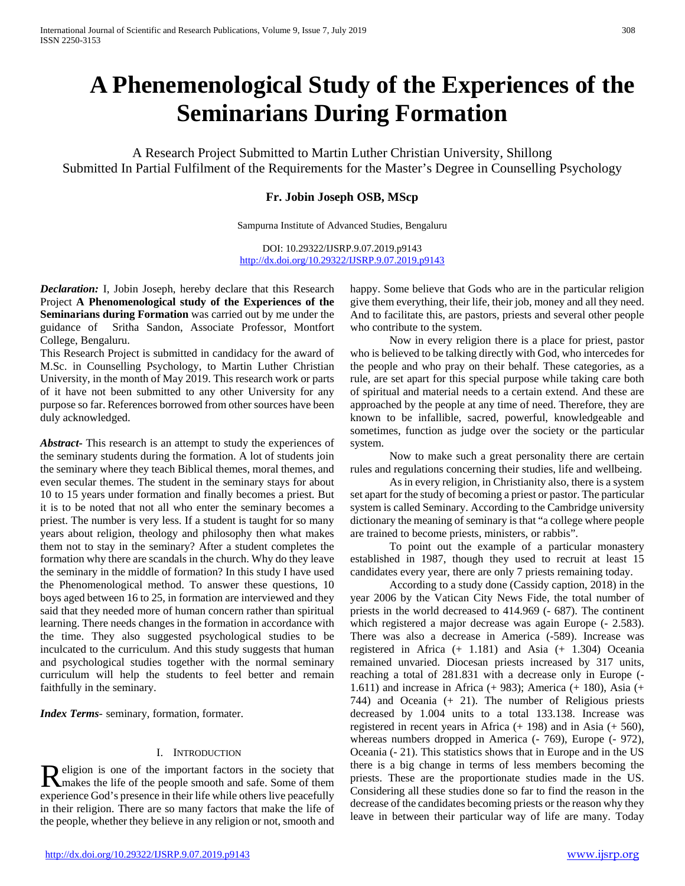# A Phenemenological Study of the Experiences of the Seminarians During Formation

A Research Project Submitted to Martin Luther Christian University, Shillong
Submitted In Partial Fulfilment of the Requirements for the Master's Degree in Counselling Psychology

**Fr. Jobin Joseph OSB, MScp**

Sampurna Institute of Advanced Studies, Bengaluru

DOI: 10.29322/IJSRP.9.07.2019.p9143
http://dx.doi.org/10.29322/IJSRP.9.07.2019.p9143

***Declaration:*** I, Jobin Joseph, hereby declare that this Research Project **A Phenomenological study of the Experiences of the Seminarians during Formation** was carried out by me under the guidance of Sritha Sandon, Associate Professor, Montfort College, Bengaluru.

This Research Project is submitted in candidacy for the award of M.Sc. in Counselling Psychology, to Martin Luther Christian University, in the month of May 2019. This research work or parts of it have not been submitted to any other University for any purpose so far. References borrowed from other sources have been duly acknowledged.

***Abstract-*** This research is an attempt to study the experiences of the seminary students during the formation. A lot of students join the seminary where they teach Biblical themes, moral themes, and even secular themes. The student in the seminary stays for about 10 to 15 years under formation and finally becomes a priest. But it is to be noted that not all who enter the seminary becomes a priest. The number is very less. If a student is taught for so many years about religion, theology and philosophy then what makes them not to stay in the seminary? After a student completes the formation why there are scandals in the church. Why do they leave the seminary in the middle of formation? In this study I have used the Phenomenological method. To answer these questions, 10 boys aged between 16 to 25, in formation are interviewed and they said that they needed more of human concern rather than spiritual learning. There needs changes in the formation in accordance with the time. They also suggested psychological studies to be inculcated to the curriculum. And this study suggests that human and psychological studies together with the normal seminary curriculum will help the students to feel better and remain faithfully in the seminary.

***Index Terms*-** seminary, formation, formater.

## I. Introduction

Religion is one of the important factors in the society that makes the life of the people smooth and safe. Some of them experience God's presence in their life while others live peacefully in their religion. There are so many factors that make the life of the people, whether they believe in any religion or not, smooth and happy. Some believe that Gods who are in the particular religion give them everything, their life, their job, money and all they need. And to facilitate this, are pastors, priests and several other people who contribute to the system.

Now in every religion there is a place for priest, pastor who is believed to be talking directly with God, who intercedes for the people and who pray on their behalf. These categories, as a rule, are set apart for this special purpose while taking care both of spiritual and material needs to a certain extend. And these are approached by the people at any time of need. Therefore, they are known to be infallible, sacred, powerful, knowledgeable and sometimes, function as judge over the society or the particular system.

Now to make such a great personality there are certain rules and regulations concerning their studies, life and wellbeing.

As in every religion, in Christianity also, there is a system set apart for the study of becoming a priest or pastor. The particular system is called Seminary. According to the Cambridge university dictionary the meaning of seminary is that "a college where people are trained to become priests, ministers, or rabbis".

To point out the example of a particular monastery established in 1987, though they used to recruit at least 15 candidates every year, there are only 7 priests remaining today.

According to a study done (Cassidy caption, 2018) in the year 2006 by the Vatican City News Fide, the total number of priests in the world decreased to 414.969 (- 687). The continent which registered a major decrease was again Europe (- 2.583). There was also a decrease in America (-589). Increase was registered in Africa (+ 1.181) and Asia (+ 1.304) Oceania remained unvaried. Diocesan priests increased by 317 units, reaching a total of 281.831 with a decrease only in Europe (- 1.611) and increase in Africa (+ 983); America (+ 180), Asia (+ 744) and Oceania (+ 21). The number of Religious priests decreased by 1.004 units to a total 133.138. Increase was registered in recent years in Africa (+ 198) and in Asia (+ 560), whereas numbers dropped in America (- 769), Europe (- 972), Oceania (- 21). This statistics shows that in Europe and in the US there is a big change in terms of less members becoming the priests. These are the proportionate studies made in the US. Considering all these studies done so far to find the reason in the decrease of the candidates becoming priests or the reason why they leave in between their particular way of life are many. Today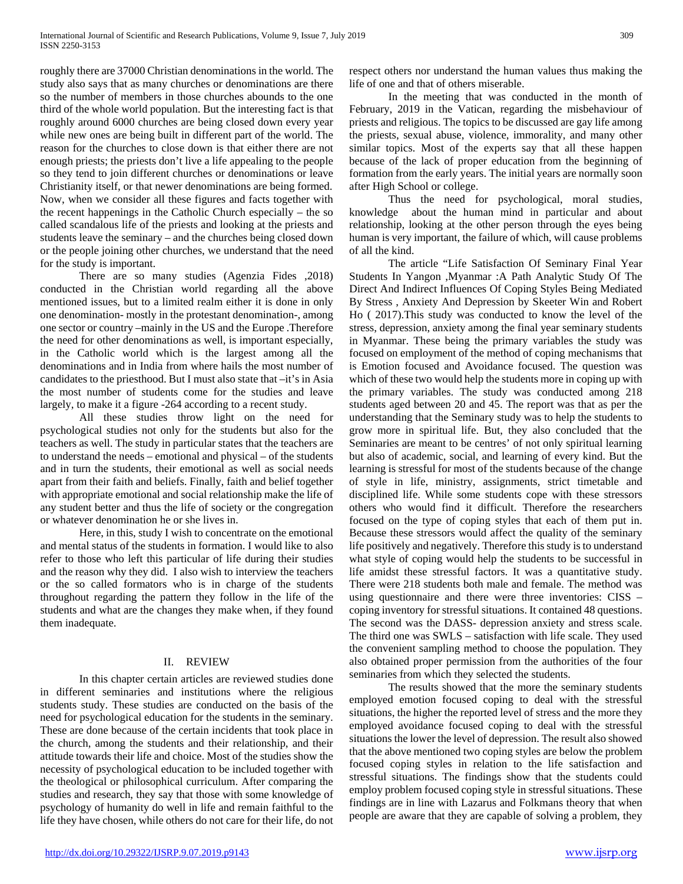roughly there are 37000 Christian denominations in the world. The study also says that as many churches or denominations are there so the number of members in those churches abounds to the one third of the whole world population. But the interesting fact is that roughly around 6000 churches are being closed down every year while new ones are being built in different part of the world. The reason for the churches to close down is that either there are not enough priests; the priests don't live a life appealing to the people so they tend to join different churches or denominations or leave Christianity itself, or that newer denominations are being formed. Now, when we consider all these figures and facts together with the recent happenings in the Catholic Church especially – the so called scandalous life of the priests and looking at the priests and students leave the seminary – and the churches being closed down or the people joining other churches, we understand that the need for the study is important.

There are so many studies (Agenzia Fides ,2018) conducted in the Christian world regarding all the above mentioned issues, but to a limited realm either it is done in only one denomination- mostly in the protestant denomination-, among one sector or country –mainly in the US and the Europe .Therefore the need for other denominations as well, is important especially, in the Catholic world which is the largest among all the denominations and in India from where hails the most number of candidates to the priesthood. But I must also state that –it's in Asia the most number of students come for the studies and leave largely, to make it a figure -264 according to a recent study.

All these studies throw light on the need for psychological studies not only for the students but also for the teachers as well. The study in particular states that the teachers are to understand the needs – emotional and physical – of the students and in turn the students, their emotional as well as social needs apart from their faith and beliefs. Finally, faith and belief together with appropriate emotional and social relationship make the life of any student better and thus the life of society or the congregation or whatever denomination he or she lives in.

Here, in this, study I wish to concentrate on the emotional and mental status of the students in formation. I would like to also refer to those who left this particular of life during their studies and the reason why they did. I also wish to interview the teachers or the so called formators who is in charge of the students throughout regarding the pattern they follow in the life of the students and what are the changes they make when, if they found them inadequate.

## II. REVIEW

In this chapter certain articles are reviewed studies done in different seminaries and institutions where the religious students study. These studies are conducted on the basis of the need for psychological education for the students in the seminary. These are done because of the certain incidents that took place in the church, among the students and their relationship, and their attitude towards their life and choice. Most of the studies show the necessity of psychological education to be included together with the theological or philosophical curriculum. After comparing the studies and research, they say that those with some knowledge of psychology of humanity do well in life and remain faithful to the life they have chosen, while others do not care for their life, do not respect others nor understand the human values thus making the life of one and that of others miserable.

In the meeting that was conducted in the month of February, 2019 in the Vatican, regarding the misbehaviour of priests and religious. The topics to be discussed are gay life among the priests, sexual abuse, violence, immorality, and many other similar topics. Most of the experts say that all these happen because of the lack of proper education from the beginning of formation from the early years. The initial years are normally soon after High School or college.

Thus the need for psychological, moral studies, knowledge about the human mind in particular and about relationship, looking at the other person through the eyes being human is very important, the failure of which, will cause problems of all the kind.

The article "Life Satisfaction Of Seminary Final Year Students In Yangon ,Myanmar :A Path Analytic Study Of The Direct And Indirect Influences Of Coping Styles Being Mediated By Stress , Anxiety And Depression by Skeeter Win and Robert Ho ( 2017).This study was conducted to know the level of the stress, depression, anxiety among the final year seminary students in Myanmar. These being the primary variables the study was focused on employment of the method of coping mechanisms that is Emotion focused and Avoidance focused. The question was which of these two would help the students more in coping up with the primary variables. The study was conducted among 218 students aged between 20 and 45. The report was that as per the understanding that the Seminary study was to help the students to grow more in spiritual life. But, they also concluded that the Seminaries are meant to be centres' of not only spiritual learning but also of academic, social, and learning of every kind. But the learning is stressful for most of the students because of the change of style in life, ministry, assignments, strict timetable and disciplined life. While some students cope with these stressors others who would find it difficult. Therefore the researchers focused on the type of coping styles that each of them put in. Because these stressors would affect the quality of the seminary life positively and negatively. Therefore this study is to understand what style of coping would help the students to be successful in life amidst these stressful factors. It was a quantitative study. There were 218 students both male and female. The method was using questionnaire and there were three inventories: CISS – coping inventory for stressful situations. It contained 48 questions. The second was the DASS- depression anxiety and stress scale. The third one was SWLS – satisfaction with life scale. They used the convenient sampling method to choose the population. They also obtained proper permission from the authorities of the four seminaries from which they selected the students.

The results showed that the more the seminary students employed emotion focused coping to deal with the stressful situations, the higher the reported level of stress and the more they employed avoidance focused coping to deal with the stressful situations the lower the level of depression. The result also showed that the above mentioned two coping styles are below the problem focused coping styles in relation to the life satisfaction and stressful situations. The findings show that the students could employ problem focused coping style in stressful situations. These findings are in line with Lazarus and Folkmans theory that when people are aware that they are capable of solving a problem, they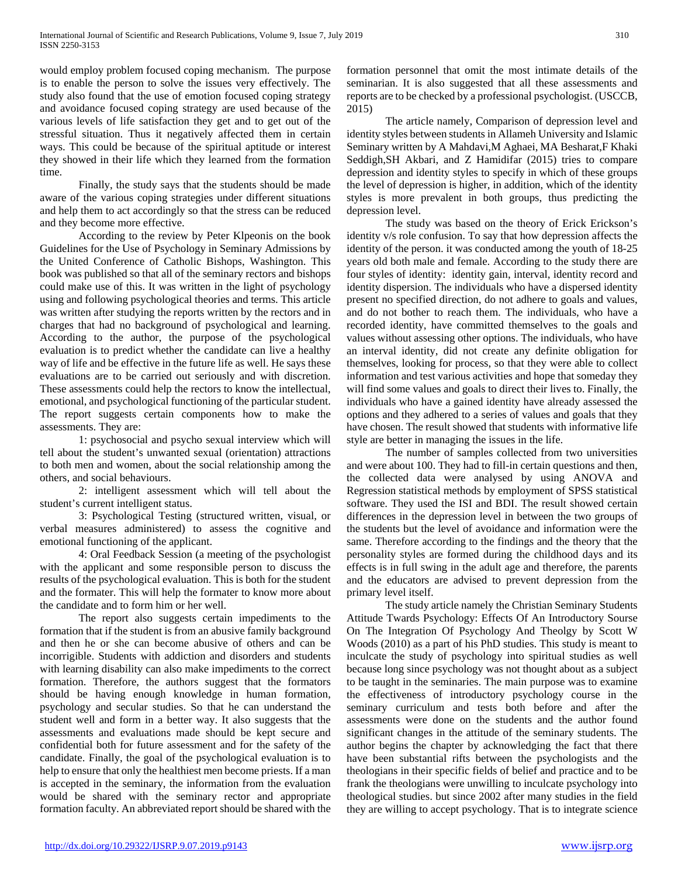would employ problem focused coping mechanism. The purpose is to enable the person to solve the issues very effectively. The study also found that the use of emotion focused coping strategy and avoidance focused coping strategy are used because of the various levels of life satisfaction they get and to get out of the stressful situation. Thus it negatively affected them in certain ways. This could be because of the spiritual aptitude or interest they showed in their life which they learned from the formation time.

Finally, the study says that the students should be made aware of the various coping strategies under different situations and help them to act accordingly so that the stress can be reduced and they become more effective.

According to the review by Peter Klpeonis on the book Guidelines for the Use of Psychology in Seminary Admissions by the United Conference of Catholic Bishops, Washington. This book was published so that all of the seminary rectors and bishops could make use of this. It was written in the light of psychology using and following psychological theories and terms. This article was written after studying the reports written by the rectors and in charges that had no background of psychological and learning. According to the author, the purpose of the psychological evaluation is to predict whether the candidate can live a healthy way of life and be effective in the future life as well. He says these evaluations are to be carried out seriously and with discretion. These assessments could help the rectors to know the intellectual, emotional, and psychological functioning of the particular student. The report suggests certain components how to make the assessments. They are:

1: psychosocial and psycho sexual interview which will tell about the student's unwanted sexual (orientation) attractions to both men and women, about the social relationship among the others, and social behaviours.

2: intelligent assessment which will tell about the student's current intelligent status.

3: Psychological Testing (structured written, visual, or verbal measures administered) to assess the cognitive and emotional functioning of the applicant.

4: Oral Feedback Session (a meeting of the psychologist with the applicant and some responsible person to discuss the results of the psychological evaluation. This is both for the student and the formater. This will help the formater to know more about the candidate and to form him or her well.

The report also suggests certain impediments to the formation that if the student is from an abusive family background and then he or she can become abusive of others and can be incorrigible. Students with addiction and disorders and students with learning disability can also make impediments to the correct formation. Therefore, the authors suggest that the formators should be having enough knowledge in human formation, psychology and secular studies. So that he can understand the student well and form in a better way. It also suggests that the assessments and evaluations made should be kept secure and confidential both for future assessment and for the safety of the candidate. Finally, the goal of the psychological evaluation is to help to ensure that only the healthiest men become priests. If a man is accepted in the seminary, the information from the evaluation would be shared with the seminary rector and appropriate formation faculty. An abbreviated report should be shared with the formation personnel that omit the most intimate details of the seminarian. It is also suggested that all these assessments and reports are to be checked by a professional psychologist. (USCCB, 2015)

The article namely, Comparison of depression level and identity styles between students in Allameh University and Islamic Seminary written by A Mahdavi,M Aghaei, MA Besharat,F Khaki Seddigh,SH Akbari, and Z Hamidifar (2015) tries to compare depression and identity styles to specify in which of these groups the level of depression is higher, in addition, which of the identity styles is more prevalent in both groups, thus predicting the depression level.

The study was based on the theory of Erick Erickson's identity v/s role confusion. To say that how depression affects the identity of the person. it was conducted among the youth of 18-25 years old both male and female. According to the study there are four styles of identity: identity gain, interval, identity record and identity dispersion. The individuals who have a dispersed identity present no specified direction, do not adhere to goals and values, and do not bother to reach them. The individuals, who have a recorded identity, have committed themselves to the goals and values without assessing other options. The individuals, who have an interval identity, did not create any definite obligation for themselves, looking for process, so that they were able to collect information and test various activities and hope that someday they will find some values and goals to direct their lives to. Finally, the individuals who have a gained identity have already assessed the options and they adhered to a series of values and goals that they have chosen. The result showed that students with informative life style are better in managing the issues in the life.

The number of samples collected from two universities and were about 100. They had to fill-in certain questions and then, the collected data were analysed by using ANOVA and Regression statistical methods by employment of SPSS statistical software. They used the ISI and BDI. The result showed certain differences in the depression level in between the two groups of the students but the level of avoidance and information were the same. Therefore according to the findings and the theory that the personality styles are formed during the childhood days and its effects is in full swing in the adult age and therefore, the parents and the educators are advised to prevent depression from the primary level itself.

The study article namely the Christian Seminary Students Attitude Twards Psychology: Effects Of An Introductory Sourse On The Integration Of Psychology And Theolgy by Scott W Woods (2010) as a part of his PhD studies. This study is meant to inculcate the study of psychology into spiritual studies as well because long since psychology was not thought about as a subject to be taught in the seminaries. The main purpose was to examine the effectiveness of introductory psychology course in the seminary curriculum and tests both before and after the assessments were done on the students and the author found significant changes in the attitude of the seminary students. The author begins the chapter by acknowledging the fact that there have been substantial rifts between the psychologists and the theologians in their specific fields of belief and practice and to be frank the theologians were unwilling to inculcate psychology into theological studies. but since 2002 after many studies in the field they are willing to accept psychology. That is to integrate science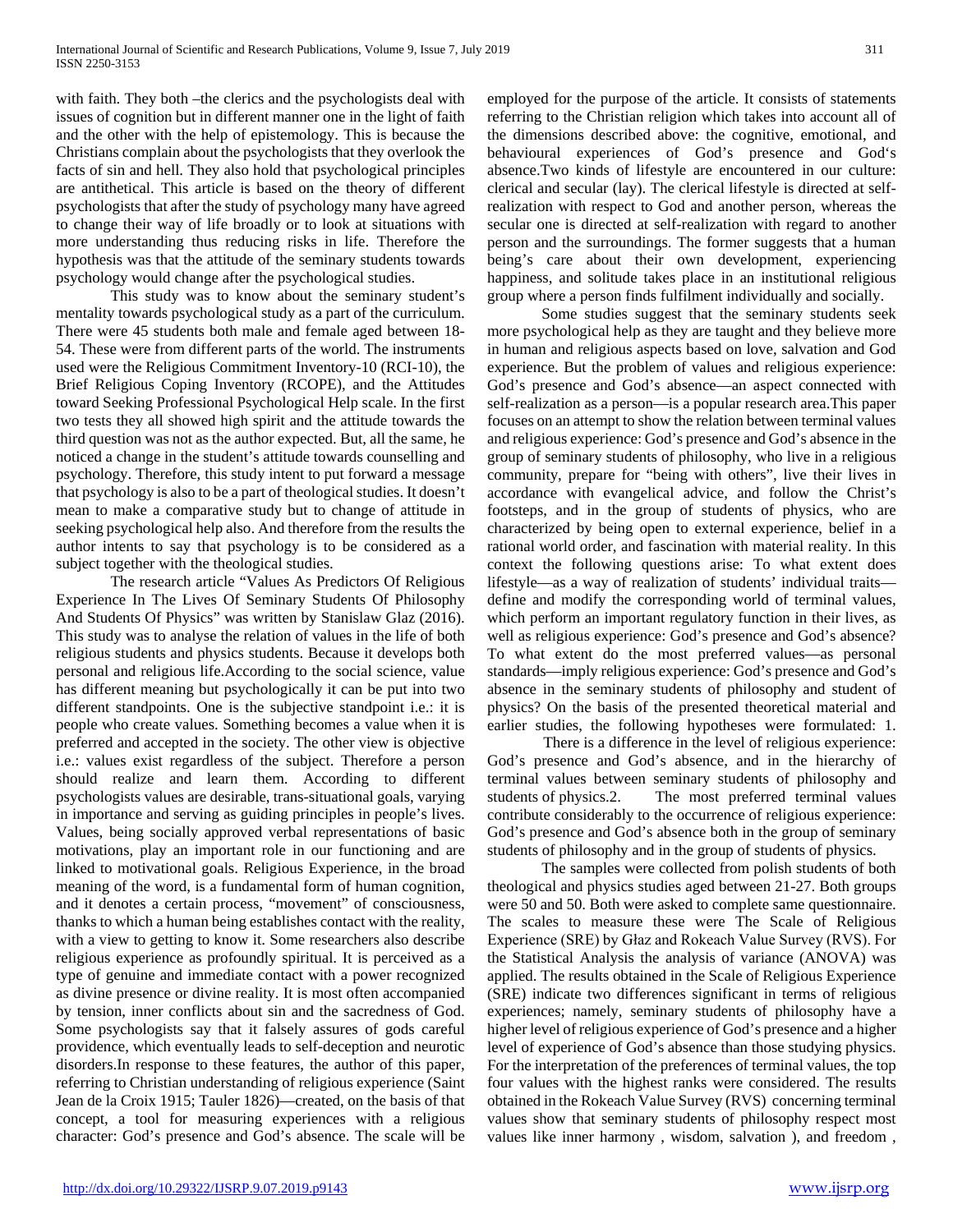with faith. They both –the clerics and the psychologists deal with issues of cognition but in different manner one in the light of faith and the other with the help of epistemology. This is because the Christians complain about the psychologists that they overlook the facts of sin and hell. They also hold that psychological principles are antithetical. This article is based on the theory of different psychologists that after the study of psychology many have agreed to change their way of life broadly or to look at situations with more understanding thus reducing risks in life. Therefore the hypothesis was that the attitude of the seminary students towards psychology would change after the psychological studies.

This study was to know about the seminary student's mentality towards psychological study as a part of the curriculum. There were 45 students both male and female aged between 18-54. These were from different parts of the world. The instruments used were the Religious Commitment Inventory-10 (RCI-10), the Brief Religious Coping Inventory (RCOPE), and the Attitudes toward Seeking Professional Psychological Help scale. In the first two tests they all showed high spirit and the attitude towards the third question was not as the author expected. But, all the same, he noticed a change in the student's attitude towards counselling and psychology. Therefore, this study intent to put forward a message that psychology is also to be a part of theological studies. It doesn't mean to make a comparative study but to change of attitude in seeking psychological help also. And therefore from the results the author intents to say that psychology is to be considered as a subject together with the theological studies.

The research article "Values As Predictors Of Religious Experience In The Lives Of Seminary Students Of Philosophy And Students Of Physics" was written by Stanislaw Glaz (2016). This study was to analyse the relation of values in the life of both religious students and physics students. Because it develops both personal and religious life.According to the social science, value has different meaning but psychologically it can be put into two different standpoints. One is the subjective standpoint i.e.: it is people who create values. Something becomes a value when it is preferred and accepted in the society. The other view is objective i.e.: values exist regardless of the subject. Therefore a person should realize and learn them. According to different psychologists values are desirable, trans-situational goals, varying in importance and serving as guiding principles in people's lives. Values, being socially approved verbal representations of basic motivations, play an important role in our functioning and are linked to motivational goals. Religious Experience, in the broad meaning of the word, is a fundamental form of human cognition, and it denotes a certain process, "movement" of consciousness, thanks to which a human being establishes contact with the reality, with a view to getting to know it. Some researchers also describe religious experience as profoundly spiritual. It is perceived as a type of genuine and immediate contact with a power recognized as divine presence or divine reality. It is most often accompanied by tension, inner conflicts about sin and the sacredness of God. Some psychologists say that it falsely assures of gods careful providence, which eventually leads to self-deception and neurotic disorders.In response to these features, the author of this paper, referring to Christian understanding of religious experience (Saint Jean de la Croix 1915; Tauler 1826)—created, on the basis of that concept, a tool for measuring experiences with a religious character: God's presence and God's absence. The scale will be employed for the purpose of the article. It consists of statements referring to the Christian religion which takes into account all of the dimensions described above: the cognitive, emotional, and behavioural experiences of God's presence and God's absence.Two kinds of lifestyle are encountered in our culture: clerical and secular (lay). The clerical lifestyle is directed at self-realization with respect to God and another person, whereas the secular one is directed at self-realization with regard to another person and the surroundings. The former suggests that a human being's care about their own development, experiencing happiness, and solitude takes place in an institutional religious group where a person finds fulfilment individually and socially.

Some studies suggest that the seminary students seek more psychological help as they are taught and they believe more in human and religious aspects based on love, salvation and God experience. But the problem of values and religious experience: God's presence and God's absence—an aspect connected with self-realization as a person—is a popular research area.This paper focuses on an attempt to show the relation between terminal values and religious experience: God's presence and God's absence in the group of seminary students of philosophy, who live in a religious community, prepare for "being with others", live their lives in accordance with evangelical advice, and follow the Christ's footsteps, and in the group of students of physics, who are characterized by being open to external experience, belief in a rational world order, and fascination with material reality. In this context the following questions arise: To what extent does lifestyle—as a way of realization of students' individual traits—define and modify the corresponding world of terminal values, which perform an important regulatory function in their lives, as well as religious experience: God's presence and God's absence? To what extent do the most preferred values—as personal standards—imply religious experience: God's presence and God's absence in the seminary students of philosophy and student of physics? On the basis of the presented theoretical material and earlier studies, the following hypotheses were formulated: 1.

There is a difference in the level of religious experience: God's presence and God's absence, and in the hierarchy of terminal values between seminary students of philosophy and students of physics.2. The most preferred terminal values contribute considerably to the occurrence of religious experience: God's presence and God's absence both in the group of seminary students of philosophy and in the group of students of physics.

The samples were collected from polish students of both theological and physics studies aged between 21-27. Both groups were 50 and 50. Both were asked to complete same questionnaire. The scales to measure these were The Scale of Religious Experience (SRE) by Głaz and Rokeach Value Survey (RVS). For the Statistical Analysis the analysis of variance (ANOVA) was applied. The results obtained in the Scale of Religious Experience (SRE) indicate two differences significant in terms of religious experiences; namely, seminary students of philosophy have a higher level of religious experience of God's presence and a higher level of experience of God's absence than those studying physics. For the interpretation of the preferences of terminal values, the top four values with the highest ranks were considered. The results obtained in the Rokeach Value Survey (RVS) concerning terminal values show that seminary students of philosophy respect most values like inner harmony , wisdom, salvation ), and freedom ,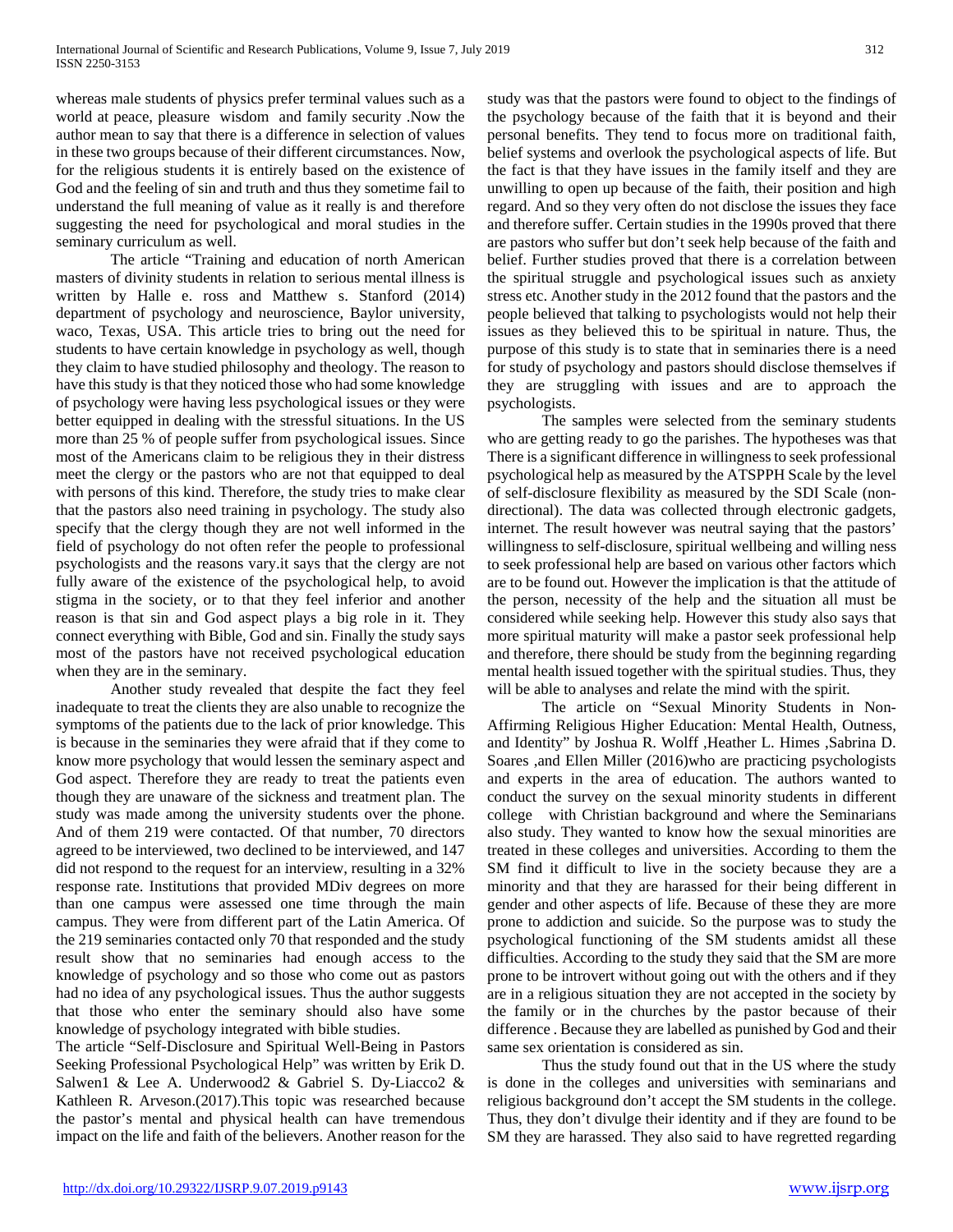whereas male students of physics prefer terminal values such as a world at peace, pleasure wisdom and family security .Now the author mean to say that there is a difference in selection of values in these two groups because of their different circumstances. Now, for the religious students it is entirely based on the existence of God and the feeling of sin and truth and thus they sometime fail to understand the full meaning of value as it really is and therefore suggesting the need for psychological and moral studies in the seminary curriculum as well.

The article "Training and education of north American masters of divinity students in relation to serious mental illness is written by Halle e. ross and Matthew s. Stanford (2014) department of psychology and neuroscience, Baylor university, waco, Texas, USA. This article tries to bring out the need for students to have certain knowledge in psychology as well, though they claim to have studied philosophy and theology. The reason to have this study is that they noticed those who had some knowledge of psychology were having less psychological issues or they were better equipped in dealing with the stressful situations. In the US more than 25 % of people suffer from psychological issues. Since most of the Americans claim to be religious they in their distress meet the clergy or the pastors who are not that equipped to deal with persons of this kind. Therefore, the study tries to make clear that the pastors also need training in psychology. The study also specify that the clergy though they are not well informed in the field of psychology do not often refer the people to professional psychologists and the reasons vary.it says that the clergy are not fully aware of the existence of the psychological help, to avoid stigma in the society, or to that they feel inferior and another reason is that sin and God aspect plays a big role in it. They connect everything with Bible, God and sin. Finally the study says most of the pastors have not received psychological education when they are in the seminary.

Another study revealed that despite the fact they feel inadequate to treat the clients they are also unable to recognize the symptoms of the patients due to the lack of prior knowledge. This is because in the seminaries they were afraid that if they come to know more psychology that would lessen the seminary aspect and God aspect. Therefore they are ready to treat the patients even though they are unaware of the sickness and treatment plan. The study was made among the university students over the phone. And of them 219 were contacted. Of that number, 70 directors agreed to be interviewed, two declined to be interviewed, and 147 did not respond to the request for an interview, resulting in a 32% response rate. Institutions that provided MDiv degrees on more than one campus were assessed one time through the main campus. They were from different part of the Latin America. Of the 219 seminaries contacted only 70 that responded and the study result show that no seminaries had enough access to the knowledge of psychology and so those who come out as pastors had no idea of any psychological issues. Thus the author suggests that those who enter the seminary should also have some knowledge of psychology integrated with bible studies.

The article "Self-Disclosure and Spiritual Well-Being in Pastors Seeking Professional Psychological Help" was written by Erik D. Salwen1 & Lee A. Underwood2 & Gabriel S. Dy-Liacco2 & Kathleen R. Arveson.(2017).This topic was researched because the pastor's mental and physical health can have tremendous impact on the life and faith of the believers. Another reason for the study was that the pastors were found to object to the findings of the psychology because of the faith that it is beyond and their personal benefits. They tend to focus more on traditional faith, belief systems and overlook the psychological aspects of life. But the fact is that they have issues in the family itself and they are unwilling to open up because of the faith, their position and high regard. And so they very often do not disclose the issues they face and therefore suffer. Certain studies in the 1990s proved that there are pastors who suffer but don't seek help because of the faith and belief. Further studies proved that there is a correlation between the spiritual struggle and psychological issues such as anxiety stress etc. Another study in the 2012 found that the pastors and the people believed that talking to psychologists would not help their issues as they believed this to be spiritual in nature. Thus, the purpose of this study is to state that in seminaries there is a need for study of psychology and pastors should disclose themselves if they are struggling with issues and are to approach the psychologists.

The samples were selected from the seminary students who are getting ready to go the parishes. The hypotheses was that There is a significant difference in willingness to seek professional psychological help as measured by the ATSPPH Scale by the level of self-disclosure flexibility as measured by the SDI Scale (non-directional). The data was collected through electronic gadgets, internet. The result however was neutral saying that the pastors' willingness to self-disclosure, spiritual wellbeing and willing ness to seek professional help are based on various other factors which are to be found out. However the implication is that the attitude of the person, necessity of the help and the situation all must be considered while seeking help. However this study also says that more spiritual maturity will make a pastor seek professional help and therefore, there should be study from the beginning regarding mental health issued together with the spiritual studies. Thus, they will be able to analyses and relate the mind with the spirit.

The article on "Sexual Minority Students in Non-Affirming Religious Higher Education: Mental Health, Outness, and Identity" by Joshua R. Wolff ,Heather L. Himes ,Sabrina D. Soares ,and Ellen Miller (2016)who are practicing psychologists and experts in the area of education. The authors wanted to conduct the survey on the sexual minority students in different college with Christian background and where the Seminarians also study. They wanted to know how the sexual minorities are treated in these colleges and universities. According to them the SM find it difficult to live in the society because they are a minority and that they are harassed for their being different in gender and other aspects of life. Because of these they are more prone to addiction and suicide. So the purpose was to study the psychological functioning of the SM students amidst all these difficulties. According to the study they said that the SM are more prone to be introvert without going out with the others and if they are in a religious situation they are not accepted in the society by the family or in the churches by the pastor because of their difference . Because they are labelled as punished by God and their same sex orientation is considered as sin.

Thus the study found out that in the US where the study is done in the colleges and universities with seminarians and religious background don't accept the SM students in the college. Thus, they don't divulge their identity and if they are found to be SM they are harassed. They also said to have regretted regarding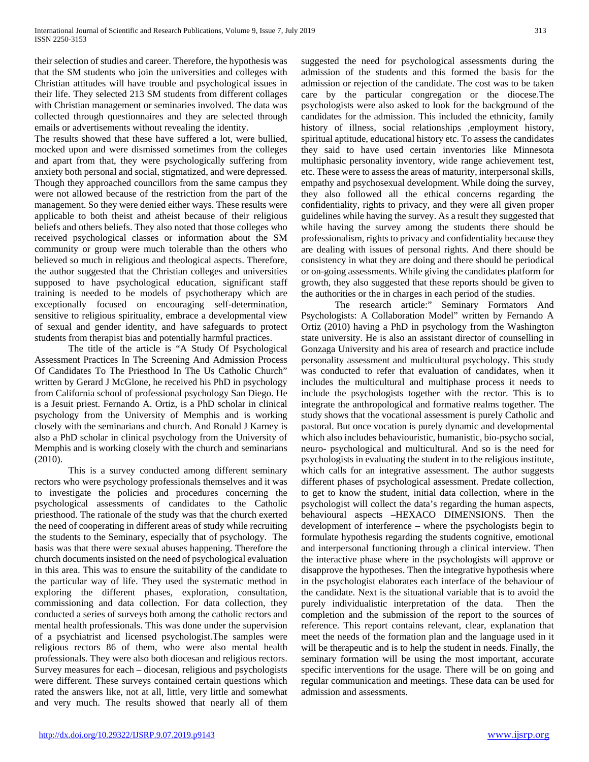their selection of studies and career. Therefore, the hypothesis was that the SM students who join the universities and colleges with Christian attitudes will have trouble and psychological issues in their life. They selected 213 SM students from different collages with Christian management or seminaries involved. The data was collected through questionnaires and they are selected through emails or advertisements without revealing the identity.

The results showed that these have suffered a lot, were bullied, mocked upon and were dismissed sometimes from the colleges and apart from that, they were psychologically suffering from anxiety both personal and social, stigmatized, and were depressed. Though they approached councillors from the same campus they were not allowed because of the restriction from the part of the management. So they were denied either ways. These results were applicable to both theist and atheist because of their religious beliefs and others beliefs. They also noted that those colleges who received psychological classes or information about the SM community or group were much tolerable than the others who believed so much in religious and theological aspects. Therefore, the author suggested that the Christian colleges and universities supposed to have psychological education, significant staff training is needed to be models of psychotherapy which are exceptionally focused on encouraging self-determination, sensitive to religious spirituality, embrace a developmental view of sexual and gender identity, and have safeguards to protect students from therapist bias and potentially harmful practices.

The title of the article is "A Study Of Psychological Assessment Practices In The Screening And Admission Process Of Candidates To The Priesthood In The Us Catholic Church" written by Gerard J McGlone, he received his PhD in psychology from California school of professional psychology San Diego. He is a Jesuit priest. Fernando A. Ortiz, is a PhD scholar in clinical psychology from the University of Memphis and is working closely with the seminarians and church. And Ronald J Karney is also a PhD scholar in clinical psychology from the University of Memphis and is working closely with the church and seminarians (2010).

This is a survey conducted among different seminary rectors who were psychology professionals themselves and it was to investigate the policies and procedures concerning the psychological assessments of candidates to the Catholic priesthood. The rationale of the study was that the church exerted the need of cooperating in different areas of study while recruiting the students to the Seminary, especially that of psychology. The basis was that there were sexual abuses happening. Therefore the church documents insisted on the need of psychological evaluation in this area. This was to ensure the suitability of the candidate to the particular way of life. They used the systematic method in exploring the different phases, exploration, consultation, commissioning and data collection. For data collection, they conducted a series of surveys both among the catholic rectors and mental health professionals. This was done under the supervision of a psychiatrist and licensed psychologist.The samples were religious rectors 86 of them, who were also mental health professionals. They were also both diocesan and religious rectors. Survey measures for each – diocesan, religious and psychologists were different. These surveys contained certain questions which rated the answers like, not at all, little, very little and somewhat and very much. The results showed that nearly all of them suggested the need for psychological assessments during the admission of the students and this formed the basis for the admission or rejection of the candidate. The cost was to be taken care by the particular congregation or the diocese.The psychologists were also asked to look for the background of the candidates for the admission. This included the ethnicity, family history of illness, social relationships ,employment history, spiritual aptitude, educational history etc. To assess the candidates they said to have used certain inventories like Minnesota multiphasic personality inventory, wide range achievement test, etc. These were to assess the areas of maturity, interpersonal skills, empathy and psychosexual development. While doing the survey, they also followed all the ethical concerns regarding the confidentiality, rights to privacy, and they were all given proper guidelines while having the survey. As a result they suggested that while having the survey among the students there should be professionalism, rights to privacy and confidentiality because they are dealing with issues of personal rights. And there should be consistency in what they are doing and there should be periodical or on-going assessments. While giving the candidates platform for growth, they also suggested that these reports should be given to the authorities or the in charges in each period of the studies.

The research article:" Seminary Formators And Psychologists: A Collaboration Model" written by Fernando A Ortiz (2010) having a PhD in psychology from the Washington state university. He is also an assistant director of counselling in Gonzaga University and his area of research and practice include personality assessment and multicultural psychology. This study was conducted to refer that evaluation of candidates, when it includes the multicultural and multiphase process it needs to include the psychologists together with the rector. This is to integrate the anthropological and formative realms together. The study shows that the vocational assessment is purely Catholic and pastoral. But once vocation is purely dynamic and developmental which also includes behaviouristic, humanistic, bio-psycho social, neuro- psychological and multicultural. And so is the need for psychologists in evaluating the student in to the religious institute, which calls for an integrative assessment. The author suggests different phases of psychological assessment. Predate collection, to get to know the student, initial data collection, where in the psychologist will collect the data's regarding the human aspects, behavioural aspects –HEXACO DIMENSIONS. Then the development of interference – where the psychologists begin to formulate hypothesis regarding the students cognitive, emotional and interpersonal functioning through a clinical interview. Then the interactive phase where in the psychologists will approve or disapprove the hypotheses. Then the integrative hypothesis where in the psychologist elaborates each interface of the behaviour of the candidate. Next is the situational variable that is to avoid the purely individualistic interpretation of the data. Then the completion and the submission of the report to the sources of reference. This report contains relevant, clear, explanation that meet the needs of the formation plan and the language used in it will be therapeutic and is to help the student in needs. Finally, the seminary formation will be using the most important, accurate specific interventions for the usage. There will be on going and regular communication and meetings. These data can be used for admission and assessments.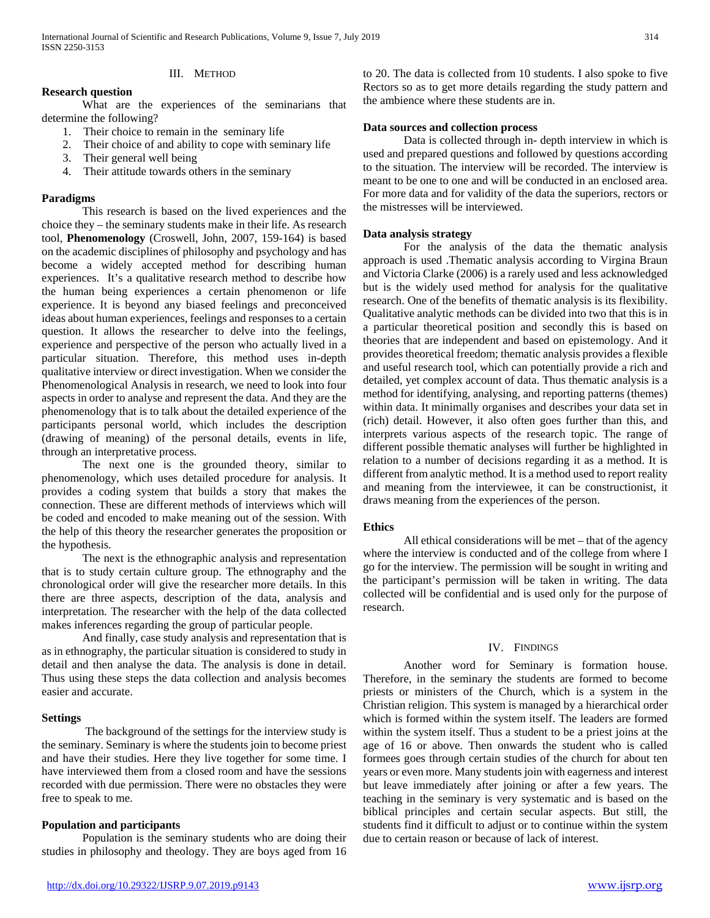## III. METHOD

### Research question

What are the experiences of the seminarians that determine the following?

1. Their choice to remain in the seminary life
2. Their choice of and ability to cope with seminary life
3. Their general well being
4. Their attitude towards others in the seminary

### Paradigms

This research is based on the lived experiences and the choice they – the seminary students make in their life. As research tool, **Phenomenology** (Croswell, John, 2007, 159-164) is based on the academic disciplines of philosophy and psychology and has become a widely accepted method for describing human experiences. It's a qualitative research method to describe how the human being experiences a certain phenomenon or life experience. It is beyond any biased feelings and preconceived ideas about human experiences, feelings and responses to a certain question. It allows the researcher to delve into the feelings, experience and perspective of the person who actually lived in a particular situation. Therefore, this method uses in-depth qualitative interview or direct investigation. When we consider the Phenomenological Analysis in research, we need to look into four aspects in order to analyse and represent the data. And they are the phenomenology that is to talk about the detailed experience of the participants personal world, which includes the description (drawing of meaning) of the personal details, events in life, through an interpretative process.

The next one is the grounded theory, similar to phenomenology, which uses detailed procedure for analysis. It provides a coding system that builds a story that makes the connection. These are different methods of interviews which will be coded and encoded to make meaning out of the session. With the help of this theory the researcher generates the proposition or the hypothesis.

The next is the ethnographic analysis and representation that is to study certain culture group. The ethnography and the chronological order will give the researcher more details. In this there are three aspects, description of the data, analysis and interpretation. The researcher with the help of the data collected makes inferences regarding the group of particular people.

And finally, case study analysis and representation that is as in ethnography, the particular situation is considered to study in detail and then analyse the data. The analysis is done in detail. Thus using these steps the data collection and analysis becomes easier and accurate.

### Settings

The background of the settings for the interview study is the seminary. Seminary is where the students join to become priest and have their studies. Here they live together for some time. I have interviewed them from a closed room and have the sessions recorded with due permission. There were no obstacles they were free to speak to me.

### Population and participants

Population is the seminary students who are doing their studies in philosophy and theology. They are boys aged from 16 to 20. The data is collected from 10 students. I also spoke to five Rectors so as to get more details regarding the study pattern and the ambience where these students are in.

### Data sources and collection process

Data is collected through in- depth interview in which is used and prepared questions and followed by questions according to the situation. The interview will be recorded. The interview is meant to be one to one and will be conducted in an enclosed area. For more data and for validity of the data the superiors, rectors or the mistresses will be interviewed.

### Data analysis strategy

For the analysis of the data the thematic analysis approach is used .Thematic analysis according to Virgina Braun and Victoria Clarke (2006) is a rarely used and less acknowledged but is the widely used method for analysis for the qualitative research. One of the benefits of thematic analysis is its flexibility. Qualitative analytic methods can be divided into two that this is in a particular theoretical position and secondly this is based on theories that are independent and based on epistemology. And it provides theoretical freedom; thematic analysis provides a flexible and useful research tool, which can potentially provide a rich and detailed, yet complex account of data. Thus thematic analysis is a method for identifying, analysing, and reporting patterns (themes) within data. It minimally organises and describes your data set in (rich) detail. However, it also often goes further than this, and interprets various aspects of the research topic. The range of different possible thematic analyses will further be highlighted in relation to a number of decisions regarding it as a method. It is different from analytic method. It is a method used to report reality and meaning from the interviewee, it can be constructionist, it draws meaning from the experiences of the person.

### Ethics

All ethical considerations will be met – that of the agency where the interview is conducted and of the college from where I go for the interview. The permission will be sought in writing and the participant's permission will be taken in writing. The data collected will be confidential and is used only for the purpose of research.

## IV. FINDINGS

Another word for Seminary is formation house. Therefore, in the seminary the students are formed to become priests or ministers of the Church, which is a system in the Christian religion. This system is managed by a hierarchical order which is formed within the system itself. The leaders are formed within the system itself. Thus a student to be a priest joins at the age of 16 or above. Then onwards the student who is called formees goes through certain studies of the church for about ten years or even more. Many students join with eagerness and interest but leave immediately after joining or after a few years. The teaching in the seminary is very systematic and is based on the biblical principles and certain secular aspects. But still, the students find it difficult to adjust or to continue within the system due to certain reason or because of lack of interest.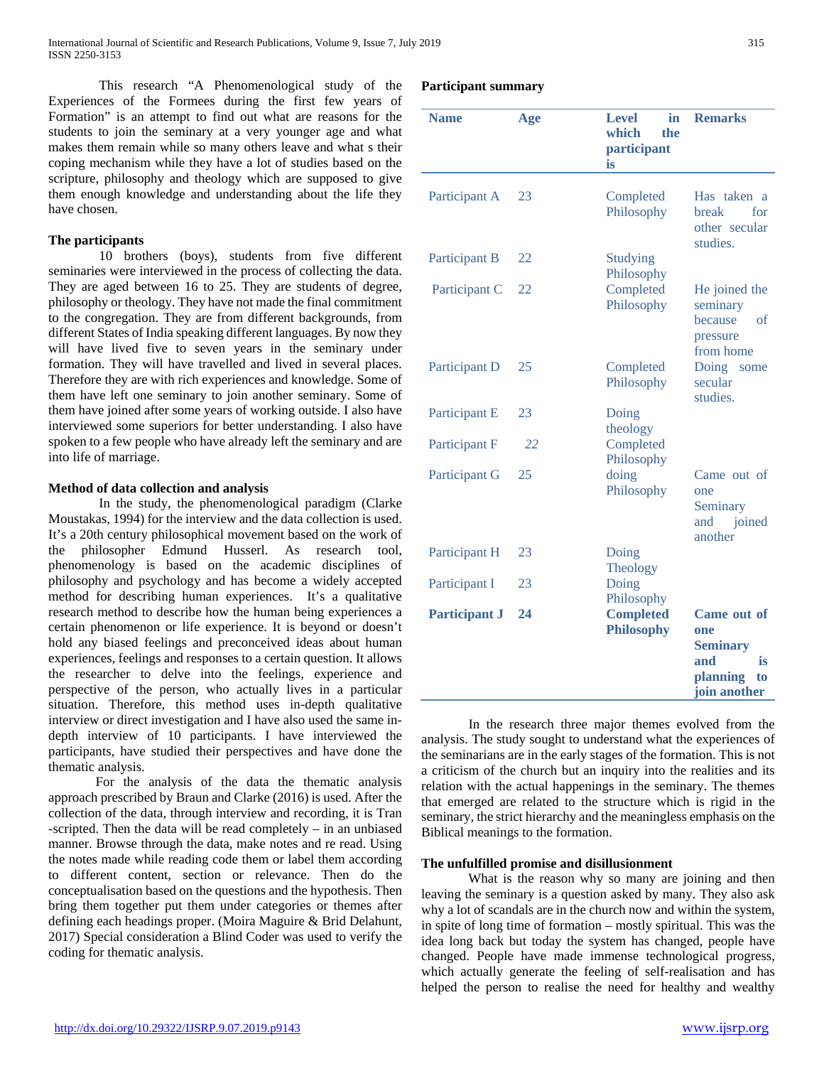This research "A Phenomenological study of the Experiences of the Formees during the first few years of Formation" is an attempt to find out what are reasons for the students to join the seminary at a very younger age and what makes them remain while so many others leave and what s their coping mechanism while they have a lot of studies based on the scripture, philosophy and theology which are supposed to give them enough knowledge and understanding about the life they have chosen.

**The participants**

10 brothers (boys), students from five different seminaries were interviewed in the process of collecting the data. They are aged between 16 to 25. They are students of degree, philosophy or theology. They have not made the final commitment to the congregation. They are from different backgrounds, from different States of India speaking different languages. By now they will have lived five to seven years in the seminary under formation. They will have travelled and lived in several places. Therefore they are with rich experiences and knowledge. Some of them have left one seminary to join another seminary. Some of them have joined after some years of working outside. I also have interviewed some superiors for better understanding. I also have spoken to a few people who have already left the seminary and are into life of marriage.

**Method of data collection and analysis**

In the study, the phenomenological paradigm (Clarke Moustakas, 1994) for the interview and the data collection is used. It's a 20th century philosophical movement based on the work of the philosopher Edmund Husserl. As research tool, phenomenology is based on the academic disciplines of philosophy and psychology and has become a widely accepted method for describing human experiences. It's a qualitative research method to describe how the human being experiences a certain phenomenon or life experience. It is beyond or doesn't hold any biased feelings and preconceived ideas about human experiences, feelings and responses to a certain question. It allows the researcher to delve into the feelings, experience and perspective of the person, who actually lives in a particular situation. Therefore, this method uses in-depth qualitative interview or direct investigation and I have also used the same in-depth interview of 10 participants. I have interviewed the participants, have studied their perspectives and have done the thematic analysis.

For the analysis of the data the thematic analysis approach prescribed by Braun and Clarke (2016) is used. After the collection of the data, through interview and recording, it is Tran -scripted. Then the data will be read completely – in an unbiased manner. Browse through the data, make notes and re read. Using the notes made while reading code them or label them according to different content, section or relevance. Then do the conceptualisation based on the questions and the hypothesis. Then bring them together put them under categories or themes after defining each headings proper. (Moira Maguire & Brid Delahunt, 2017) Special consideration a Blind Coder was used to verify the coding for thematic analysis.

**Participant summary**

| Name | Age | Level in which the participant is | Remarks |
|---|---|---|---|
| Participant A | 23 | Completed Philosophy | Has taken a break for other secular studies. |
| Participant B | 22 | Studying Philosophy | |
| Participant C | 22 | Completed Philosophy | He joined the seminary because of pressure from home |
| Participant D | 25 | Completed Philosophy | Doing some secular studies. |
| Participant E | 23 | Doing theology | |
| Participant F | *22* | Completed Philosophy | |
| Participant G | 25 | doing Philosophy | Came out of one Seminary and joined another |
| Participant H | 23 | Doing Theology | |
| Participant I | 23 | Doing Philosophy | |
| **Participant J** | **24** | **Completed Philosophy** | **Came out of one Seminary and is planning to join another** |

In the research three major themes evolved from the analysis. The study sought to understand what the experiences of the seminarians are in the early stages of the formation. This is not a criticism of the church but an inquiry into the realities and its relation with the actual happenings in the seminary. The themes that emerged are related to the structure which is rigid in the seminary, the strict hierarchy and the meaningless emphasis on the Biblical meanings to the formation.

**The unfulfilled promise and disillusionment**

What is the reason why so many are joining and then leaving the seminary is a question asked by many. They also ask why a lot of scandals are in the church now and within the system, in spite of long time of formation – mostly spiritual. This was the idea long back but today the system has changed, people have changed. People have made immense technological progress, which actually generate the feeling of self-realisation and has helped the person to realise the need for healthy and wealthy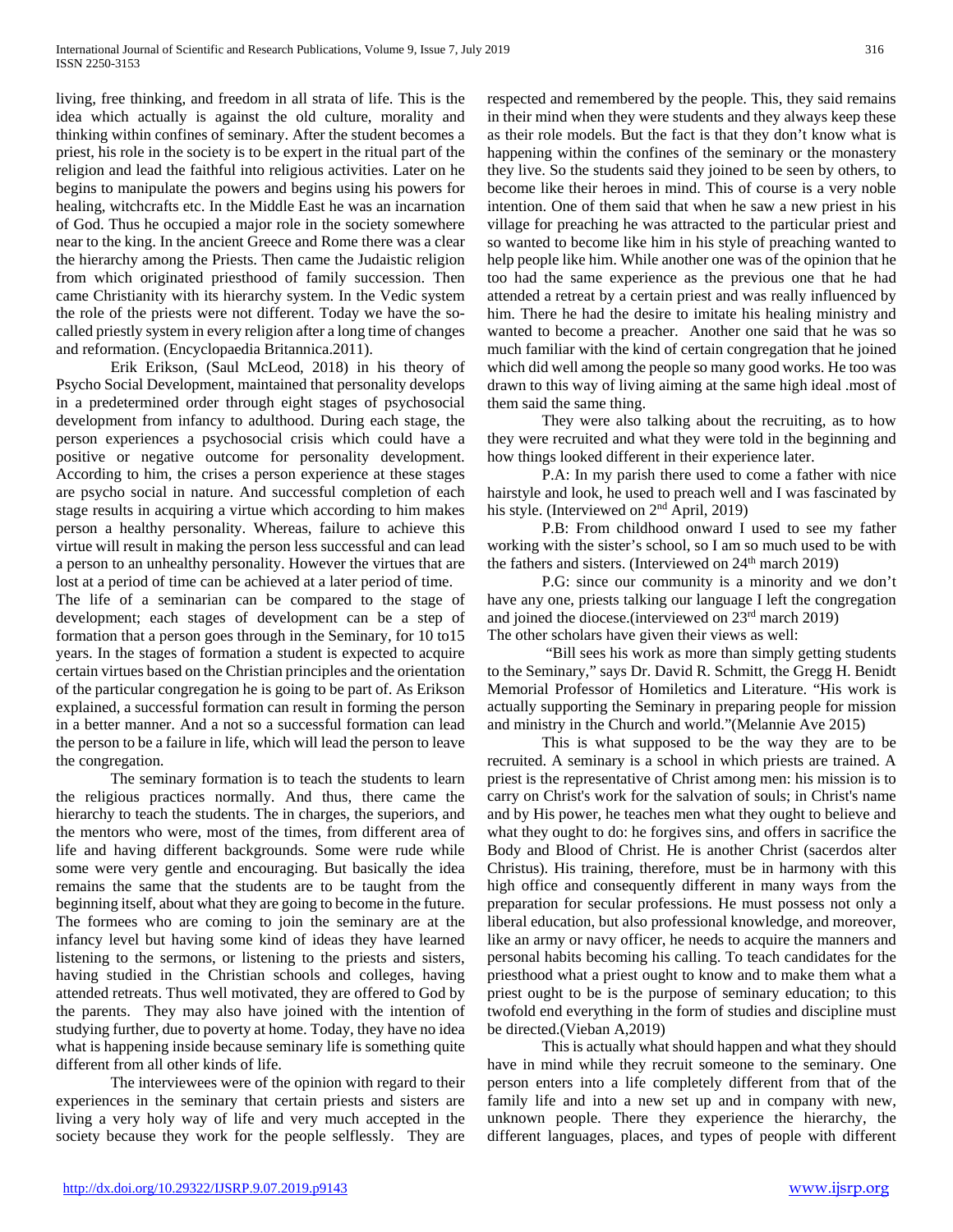living, free thinking, and freedom in all strata of life. This is the idea which actually is against the old culture, morality and thinking within confines of seminary. After the student becomes a priest, his role in the society is to be expert in the ritual part of the religion and lead the faithful into religious activities. Later on he begins to manipulate the powers and begins using his powers for healing, witchcrafts etc. In the Middle East he was an incarnation of God. Thus he occupied a major role in the society somewhere near to the king. In the ancient Greece and Rome there was a clear the hierarchy among the Priests. Then came the Judaistic religion from which originated priesthood of family succession. Then came Christianity with its hierarchy system. In the Vedic system the role of the priests were not different. Today we have the so-called priestly system in every religion after a long time of changes and reformation. (Encyclopaedia Britannica.2011).

Erik Erikson, (Saul McLeod, 2018) in his theory of Psycho Social Development, maintained that personality develops in a predetermined order through eight stages of psychosocial development from infancy to adulthood. During each stage, the person experiences a psychosocial crisis which could have a positive or negative outcome for personality development. According to him, the crises a person experience at these stages are psycho social in nature. And successful completion of each stage results in acquiring a virtue which according to him makes person a healthy personality. Whereas, failure to achieve this virtue will result in making the person less successful and can lead a person to an unhealthy personality. However the virtues that are lost at a period of time can be achieved at a later period of time.

The life of a seminarian can be compared to the stage of development; each stages of development can be a step of formation that a person goes through in the Seminary, for 10 to15 years. In the stages of formation a student is expected to acquire certain virtues based on the Christian principles and the orientation of the particular congregation he is going to be part of. As Erikson explained, a successful formation can result in forming the person in a better manner. And a not so a successful formation can lead the person to be a failure in life, which will lead the person to leave the congregation.

The seminary formation is to teach the students to learn the religious practices normally. And thus, there came the hierarchy to teach the students. The in charges, the superiors, and the mentors who were, most of the times, from different area of life and having different backgrounds. Some were rude while some were very gentle and encouraging. But basically the idea remains the same that the students are to be taught from the beginning itself, about what they are going to become in the future. The formees who are coming to join the seminary are at the infancy level but having some kind of ideas they have learned listening to the sermons, or listening to the priests and sisters, having studied in the Christian schools and colleges, having attended retreats. Thus well motivated, they are offered to God by the parents. They may also have joined with the intention of studying further, due to poverty at home. Today, they have no idea what is happening inside because seminary life is something quite different from all other kinds of life.

The interviewees were of the opinion with regard to their experiences in the seminary that certain priests and sisters are living a very holy way of life and very much accepted in the society because they work for the people selflessly. They are respected and remembered by the people. This, they said remains in their mind when they were students and they always keep these as their role models. But the fact is that they don't know what is happening within the confines of the seminary or the monastery they live. So the students said they joined to be seen by others, to become like their heroes in mind. This of course is a very noble intention. One of them said that when he saw a new priest in his village for preaching he was attracted to the particular priest and so wanted to become like him in his style of preaching wanted to help people like him. While another one was of the opinion that he too had the same experience as the previous one that he had attended a retreat by a certain priest and was really influenced by him. There he had the desire to imitate his healing ministry and wanted to become a preacher. Another one said that he was so much familiar with the kind of certain congregation that he joined which did well among the people so many good works. He too was drawn to this way of living aiming at the same high ideal .most of them said the same thing.

They were also talking about the recruiting, as to how they were recruited and what they were told in the beginning and how things looked different in their experience later.

P.A: In my parish there used to come a father with nice hairstyle and look, he used to preach well and I was fascinated by his style. (Interviewed on 2nd April, 2019)

P.B: From childhood onward I used to see my father working with the sister's school, so I am so much used to be with the fathers and sisters. (Interviewed on 24th march 2019)

P.G: since our community is a minority and we don't have any one, priests talking our language I left the congregation and joined the diocese.(interviewed on 23rd march 2019)

The other scholars have given their views as well:

"Bill sees his work as more than simply getting students to the Seminary," says Dr. David R. Schmitt, the Gregg H. Benidt Memorial Professor of Homiletics and Literature. "His work is actually supporting the Seminary in preparing people for mission and ministry in the Church and world."(Melannie Ave 2015)

This is what supposed to be the way they are to be recruited. A seminary is a school in which priests are trained. A priest is the representative of Christ among men: his mission is to carry on Christ's work for the salvation of souls; in Christ's name and by His power, he teaches men what they ought to believe and what they ought to do: he forgives sins, and offers in sacrifice the Body and Blood of Christ. He is another Christ (sacerdos alter Christus). His training, therefore, must be in harmony with this high office and consequently different in many ways from the preparation for secular professions. He must possess not only a liberal education, but also professional knowledge, and moreover, like an army or navy officer, he needs to acquire the manners and personal habits becoming his calling. To teach candidates for the priesthood what a priest ought to know and to make them what a priest ought to be is the purpose of seminary education; to this twofold end everything in the form of studies and discipline must be directed.(Vieban A,2019)

This is actually what should happen and what they should have in mind while they recruit someone to the seminary. One person enters into a life completely different from that of the family life and into a new set up and in company with new, unknown people. There they experience the hierarchy, the different languages, places, and types of people with different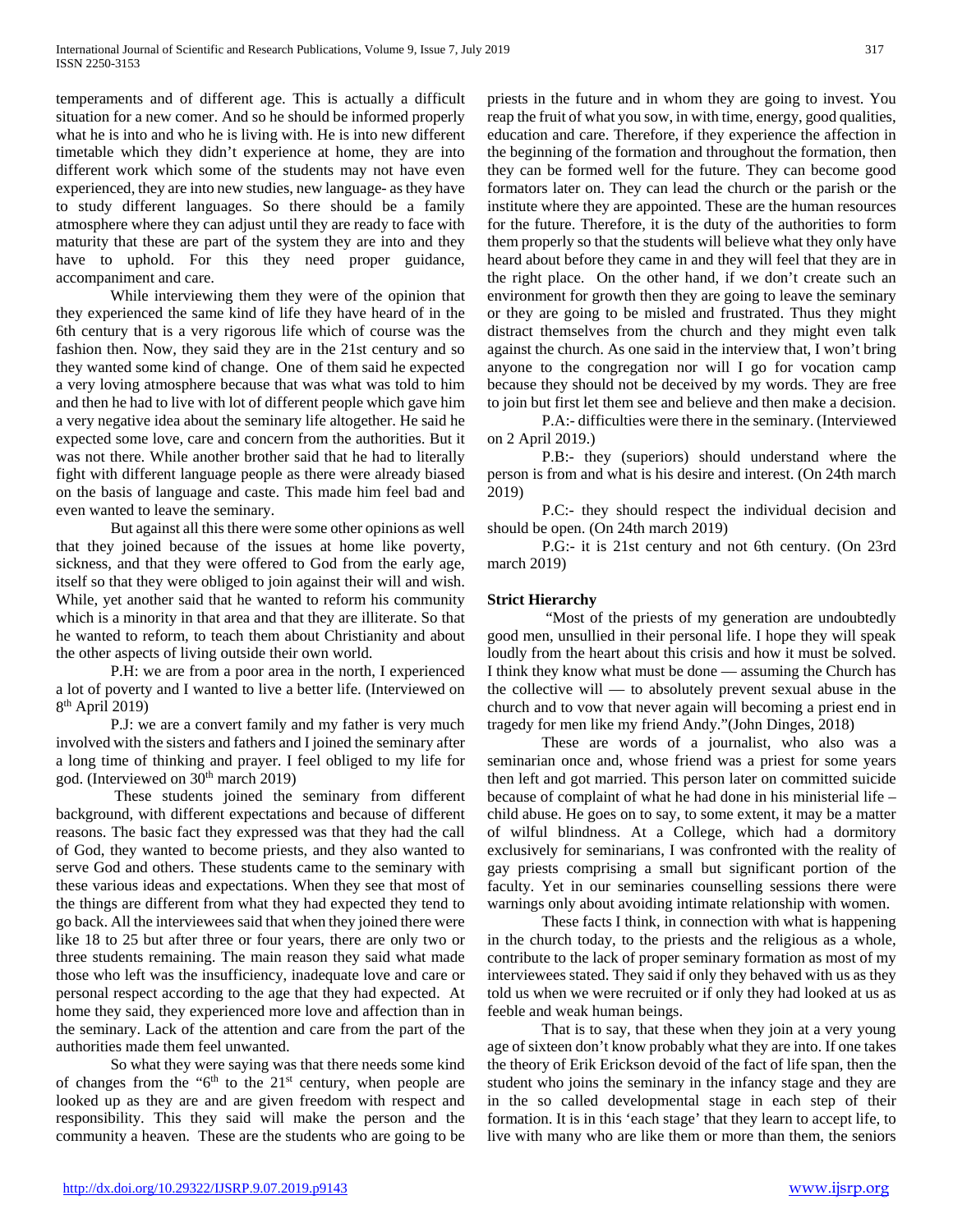temperaments and of different age. This is actually a difficult situation for a new comer. And so he should be informed properly what he is into and who he is living with. He is into new different timetable which they didn't experience at home, they are into different work which some of the students may not have even experienced, they are into new studies, new language- as they have to study different languages. So there should be a family atmosphere where they can adjust until they are ready to face with maturity that these are part of the system they are into and they have to uphold. For this they need proper guidance, accompaniment and care.

While interviewing them they were of the opinion that they experienced the same kind of life they have heard of in the 6th century that is a very rigorous life which of course was the fashion then. Now, they said they are in the 21st century and so they wanted some kind of change. One of them said he expected a very loving atmosphere because that was what was told to him and then he had to live with lot of different people which gave him a very negative idea about the seminary life altogether. He said he expected some love, care and concern from the authorities. But it was not there. While another brother said that he had to literally fight with different language people as there were already biased on the basis of language and caste. This made him feel bad and even wanted to leave the seminary.

But against all this there were some other opinions as well that they joined because of the issues at home like poverty, sickness, and that they were offered to God from the early age, itself so that they were obliged to join against their will and wish. While, yet another said that he wanted to reform his community which is a minority in that area and that they are illiterate. So that he wanted to reform, to teach them about Christianity and about the other aspects of living outside their own world.

P.H: we are from a poor area in the north, I experienced a lot of poverty and I wanted to live a better life. (Interviewed on 8th April 2019)

P.J: we are a convert family and my father is very much involved with the sisters and fathers and I joined the seminary after a long time of thinking and prayer. I feel obliged to my life for god. (Interviewed on 30th march 2019)

These students joined the seminary from different background, with different expectations and because of different reasons. The basic fact they expressed was that they had the call of God, they wanted to become priests, and they also wanted to serve God and others. These students came to the seminary with these various ideas and expectations. When they see that most of the things are different from what they had expected they tend to go back. All the interviewees said that when they joined there were like 18 to 25 but after three or four years, there are only two or three students remaining. The main reason they said what made those who left was the insufficiency, inadequate love and care or personal respect according to the age that they had expected. At home they said, they experienced more love and affection than in the seminary. Lack of the attention and care from the part of the authorities made them feel unwanted.

So what they were saying was that there needs some kind of changes from the "6th to the 21st century, when people are looked up as they are and are given freedom with respect and responsibility. This they said will make the person and the community a heaven. These are the students who are going to be priests in the future and in whom they are going to invest. You reap the fruit of what you sow, in with time, energy, good qualities, education and care. Therefore, if they experience the affection in the beginning of the formation and throughout the formation, then they can be formed well for the future. They can become good formators later on. They can lead the church or the parish or the institute where they are appointed. These are the human resources for the future. Therefore, it is the duty of the authorities to form them properly so that the students will believe what they only have heard about before they came in and they will feel that they are in the right place. On the other hand, if we don't create such an environment for growth then they are going to leave the seminary or they are going to be misled and frustrated. Thus they might distract themselves from the church and they might even talk against the church. As one said in the interview that, I won't bring anyone to the congregation nor will I go for vocation camp because they should not be deceived by my words. They are free to join but first let them see and believe and then make a decision.

P.A:- difficulties were there in the seminary. (Interviewed on 2 April 2019.)

P.B:- they (superiors) should understand where the person is from and what is his desire and interest. (On 24th march 2019)

P.C:- they should respect the individual decision and should be open. (On 24th march 2019)

P.G:- it is 21st century and not 6th century. (On 23rd march 2019)

### Strict Hierarchy

"Most of the priests of my generation are undoubtedly good men, unsullied in their personal life. I hope they will speak loudly from the heart about this crisis and how it must be solved. I think they know what must be done — assuming the Church has the collective will — to absolutely prevent sexual abuse in the church and to vow that never again will becoming a priest end in tragedy for men like my friend Andy."(John Dinges, 2018)

These are words of a journalist, who also was a seminarian once and, whose friend was a priest for some years then left and got married. This person later on committed suicide because of complaint of what he had done in his ministerial life – child abuse. He goes on to say, to some extent, it may be a matter of wilful blindness. At a College, which had a dormitory exclusively for seminarians, I was confronted with the reality of gay priests comprising a small but significant portion of the faculty. Yet in our seminaries counselling sessions there were warnings only about avoiding intimate relationship with women.

These facts I think, in connection with what is happening in the church today, to the priests and the religious as a whole, contribute to the lack of proper seminary formation as most of my interviewees stated. They said if only they behaved with us as they told us when we were recruited or if only they had looked at us as feeble and weak human beings.

That is to say, that these when they join at a very young age of sixteen don't know probably what they are into. If one takes the theory of Erik Erickson devoid of the fact of life span, then the student who joins the seminary in the infancy stage and they are in the so called developmental stage in each step of their formation. It is in this 'each stage' that they learn to accept life, to live with many who are like them or more than them, the seniors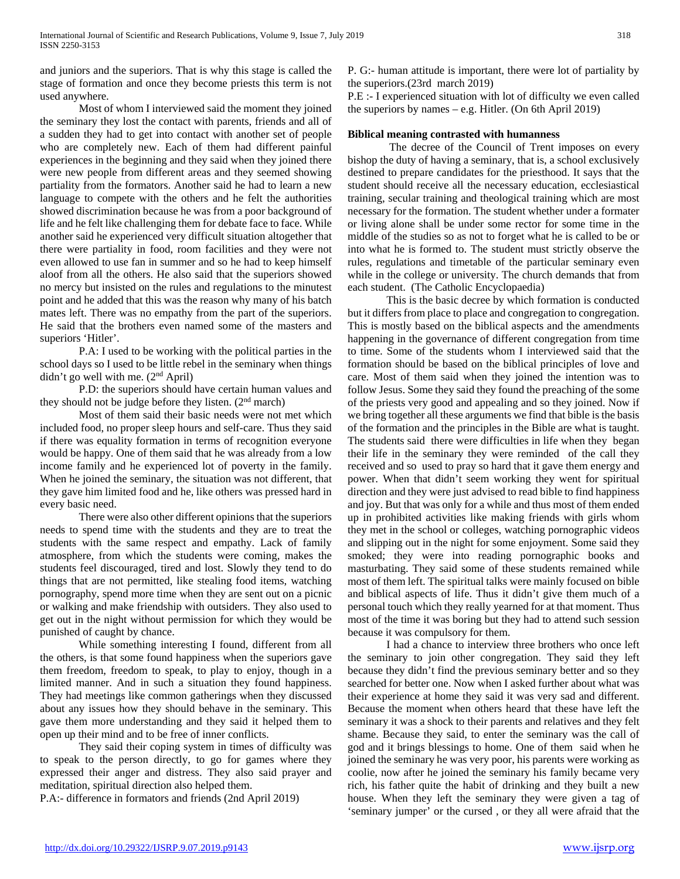and juniors and the superiors. That is why this stage is called the stage of formation and once they become priests this term is not used anywhere.

Most of whom I interviewed said the moment they joined the seminary they lost the contact with parents, friends and all of a sudden they had to get into contact with another set of people who are completely new. Each of them had different painful experiences in the beginning and they said when they joined there were new people from different areas and they seemed showing partiality from the formators. Another said he had to learn a new language to compete with the others and he felt the authorities showed discrimination because he was from a poor background of life and he felt like challenging them for debate face to face. While another said he experienced very difficult situation altogether that there were partiality in food, room facilities and they were not even allowed to use fan in summer and so he had to keep himself aloof from all the others. He also said that the superiors showed no mercy but insisted on the rules and regulations to the minutest point and he added that this was the reason why many of his batch mates left. There was no empathy from the part of the superiors. He said that the brothers even named some of the masters and superiors 'Hitler'.

P.A: I used to be working with the political parties in the school days so I used to be little rebel in the seminary when things didn't go well with me. (2nd April)

P.D: the superiors should have certain human values and they should not be judge before they listen. (2nd march)

Most of them said their basic needs were not met which included food, no proper sleep hours and self-care. Thus they said if there was equality formation in terms of recognition everyone would be happy. One of them said that he was already from a low income family and he experienced lot of poverty in the family. When he joined the seminary, the situation was not different, that they gave him limited food and he, like others was pressed hard in every basic need.

There were also other different opinions that the superiors needs to spend time with the students and they are to treat the students with the same respect and empathy. Lack of family atmosphere, from which the students were coming, makes the students feel discouraged, tired and lost. Slowly they tend to do things that are not permitted, like stealing food items, watching pornography, spend more time when they are sent out on a picnic or walking and make friendship with outsiders. They also used to get out in the night without permission for which they would be punished of caught by chance.

While something interesting I found, different from all the others, is that some found happiness when the superiors gave them freedom, freedom to speak, to play to enjoy, though in a limited manner. And in such a situation they found happiness. They had meetings like common gatherings when they discussed about any issues how they should behave in the seminary. This gave them more understanding and they said it helped them to open up their mind and to be free of inner conflicts.

They said their coping system in times of difficulty was to speak to the person directly, to go for games where they expressed their anger and distress. They also said prayer and meditation, spiritual direction also helped them.

P.A:- difference in formators and friends (2nd April 2019)

P. G:- human attitude is important, there were lot of partiality by the superiors.(23rd march 2019)

P.E :- I experienced situation with lot of difficulty we even called the superiors by names – e.g. Hitler. (On 6th April 2019)

**Biblical meaning contrasted with humanness**

The decree of the Council of Trent imposes on every bishop the duty of having a seminary, that is, a school exclusively destined to prepare candidates for the priesthood. It says that the student should receive all the necessary education, ecclesiastical training, secular training and theological training which are most necessary for the formation. The student whether under a formater or living alone shall be under some rector for some time in the middle of the studies so as not to forget what he is called to be or into what he is formed to. The student must strictly observe the rules, regulations and timetable of the particular seminary even while in the college or university. The church demands that from each student. (The Catholic Encyclopaedia)

This is the basic decree by which formation is conducted but it differs from place to place and congregation to congregation. This is mostly based on the biblical aspects and the amendments happening in the governance of different congregation from time to time. Some of the students whom I interviewed said that the formation should be based on the biblical principles of love and care. Most of them said when they joined the intention was to follow Jesus. Some they said they found the preaching of the some of the priests very good and appealing and so they joined. Now if we bring together all these arguments we find that bible is the basis of the formation and the principles in the Bible are what is taught. The students said there were difficulties in life when they began their life in the seminary they were reminded of the call they received and so used to pray so hard that it gave them energy and power. When that didn't seem working they went for spiritual direction and they were just advised to read bible to find happiness and joy. But that was only for a while and thus most of them ended up in prohibited activities like making friends with girls whom they met in the school or colleges, watching pornographic videos and slipping out in the night for some enjoyment. Some said they smoked; they were into reading pornographic books and masturbating. They said some of these students remained while most of them left. The spiritual talks were mainly focused on bible and biblical aspects of life. Thus it didn't give them much of a personal touch which they really yearned for at that moment. Thus most of the time it was boring but they had to attend such session because it was compulsory for them.

I had a chance to interview three brothers who once left the seminary to join other congregation. They said they left because they didn't find the previous seminary better and so they searched for better one. Now when I asked further about what was their experience at home they said it was very sad and different. Because the moment when others heard that these have left the seminary it was a shock to their parents and relatives and they felt shame. Because they said, to enter the seminary was the call of god and it brings blessings to home. One of them said when he joined the seminary he was very poor, his parents were working as coolie, now after he joined the seminary his family became very rich, his father quite the habit of drinking and they built a new house. When they left the seminary they were given a tag of 'seminary jumper' or the cursed , or they all were afraid that the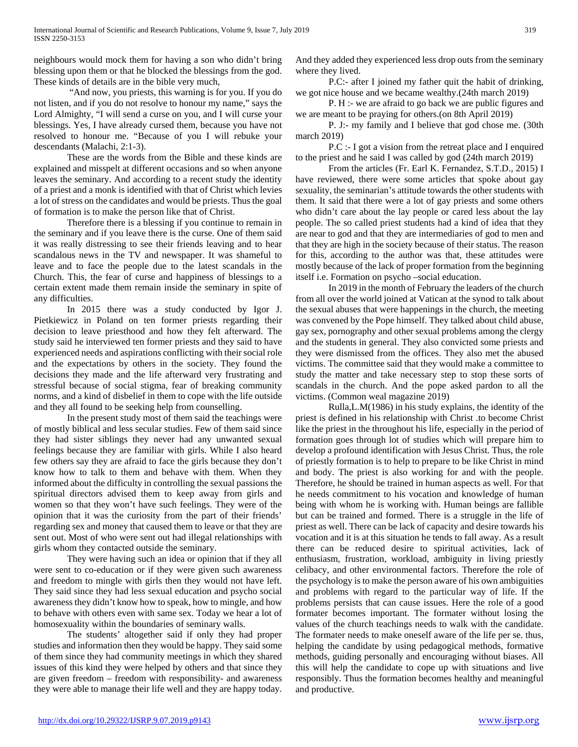neighbours would mock them for having a son who didn't bring blessing upon them or that he blocked the blessings from the god. These kinds of details are in the bible very much,

"And now, you priests, this warning is for you. If you do not listen, and if you do not resolve to honour my name," says the Lord Almighty, "I will send a curse on you, and I will curse your blessings. Yes, I have already cursed them, because you have not resolved to honour me. "Because of you I will rebuke your descendants (Malachi, 2:1-3).

These are the words from the Bible and these kinds are explained and misspelt at different occasions and so when anyone leaves the seminary. And according to a recent study the identity of a priest and a monk is identified with that of Christ which levies a lot of stress on the candidates and would be priests. Thus the goal of formation is to make the person like that of Christ.

Therefore there is a blessing if you continue to remain in the seminary and if you leave there is the curse. One of them said it was really distressing to see their friends leaving and to hear scandalous news in the TV and newspaper. It was shameful to leave and to face the people due to the latest scandals in the Church. This, the fear of curse and happiness of blessings to a certain extent made them remain inside the seminary in spite of any difficulties.

In 2015 there was a study conducted by Igor J. Pietkiewicz in Poland on ten former priests regarding their decision to leave priesthood and how they felt afterward. The study said he interviewed ten former priests and they said to have experienced needs and aspirations conflicting with their social role and the expectations by others in the society. They found the decisions they made and the life afterward very frustrating and stressful because of social stigma, fear of breaking community norms, and a kind of disbelief in them to cope with the life outside and they all found to be seeking help from counselling.

In the present study most of them said the teachings were of mostly biblical and less secular studies. Few of them said since they had sister siblings they never had any unwanted sexual feelings because they are familiar with girls. While I also heard few others say they are afraid to face the girls because they don't know how to talk to them and behave with them. When they informed about the difficulty in controlling the sexual passions the spiritual directors advised them to keep away from girls and women so that they won't have such feelings. They were of the opinion that it was the curiosity from the part of their friends' regarding sex and money that caused them to leave or that they are sent out. Most of who were sent out had illegal relationships with girls whom they contacted outside the seminary.

They were having such an idea or opinion that if they all were sent to co-education or if they were given such awareness and freedom to mingle with girls then they would not have left. They said since they had less sexual education and psycho social awareness they didn't know how to speak, how to mingle, and how to behave with others even with same sex. Today we hear a lot of homosexuality within the boundaries of seminary walls.

The students' altogether said if only they had proper studies and information then they would be happy. They said some of them since they had community meetings in which they shared issues of this kind they were helped by others and that since they are given freedom – freedom with responsibility- and awareness they were able to manage their life well and they are happy today. And they added they experienced less drop outs from the seminary where they lived.

P.C:- after I joined my father quit the habit of drinking, we got nice house and we became wealthy.(24th march 2019)

P. H :- we are afraid to go back we are public figures and we are meant to be praying for others.(on 8th April 2019)

P. J:- my family and I believe that god chose me. (30th march 2019)

P.C :- I got a vision from the retreat place and I enquired to the priest and he said I was called by god (24th march 2019)

From the articles (Fr. Earl K. Fernandez, S.T.D., 2015) I have reviewed, there were some articles that spoke about gay sexuality, the seminarian's attitude towards the other students with them. It said that there were a lot of gay priests and some others who didn't care about the lay people or cared less about the lay people. The so called priest students had a kind of idea that they are near to god and that they are intermediaries of god to men and that they are high in the society because of their status. The reason for this, according to the author was that, these attitudes were mostly because of the lack of proper formation from the beginning itself i.e. Formation on psycho –social education.

In 2019 in the month of February the leaders of the church from all over the world joined at Vatican at the synod to talk about the sexual abuses that were happenings in the church, the meeting was convened by the Pope himself. They talked about child abuse, gay sex, pornography and other sexual problems among the clergy and the students in general. They also convicted some priests and they were dismissed from the offices. They also met the abused victims. The committee said that they would make a committee to study the matter and take necessary step to stop these sorts of scandals in the church. And the pope asked pardon to all the victims. (Common weal magazine 2019)

Rulla,L.M(1986) in his study explains, the identity of the priest is defined in his relationship with Christ .to become Christ like the priest in the throughout his life, especially in the period of formation goes through lot of studies which will prepare him to develop a profound identification with Jesus Christ. Thus, the role of priestly formation is to help to prepare to be like Christ in mind and body. The priest is also working for and with the people. Therefore, he should be trained in human aspects as well. For that he needs commitment to his vocation and knowledge of human being with whom he is working with. Human beings are fallible but can be trained and formed. There is a struggle in the life of priest as well. There can be lack of capacity and desire towards his vocation and it is at this situation he tends to fall away. As a result there can be reduced desire to spiritual activities, lack of enthusiasm, frustration, workload, ambiguity in living priestly celibacy, and other environmental factors. Therefore the role of the psychology is to make the person aware of his own ambiguities and problems with regard to the particular way of life. If the problems persists that can cause issues. Here the role of a good formater becomes important. The formater without losing the values of the church teachings needs to walk with the candidate. The formater needs to make oneself aware of the life per se. thus, helping the candidate by using pedagogical methods, formative methods, guiding personally and encouraging without biases. All this will help the candidate to cope up with situations and live responsibly. Thus the formation becomes healthy and meaningful and productive.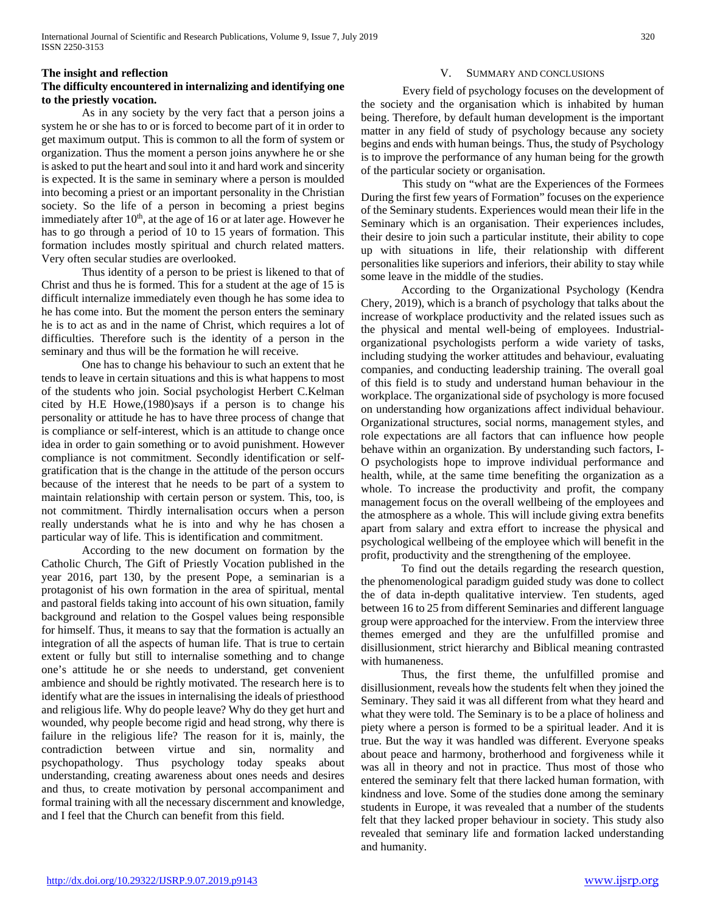**The insight and reflection**

**The difficulty encountered in internalizing and identifying one to the priestly vocation.**

As in any society by the very fact that a person joins a system he or she has to or is forced to become part of it in order to get maximum output. This is common to all the form of system or organization. Thus the moment a person joins anywhere he or she is asked to put the heart and soul into it and hard work and sincerity is expected. It is the same in seminary where a person is moulded into becoming a priest or an important personality in the Christian society. So the life of a person in becoming a priest begins immediately after 10$^{th}$, at the age of 16 or at later age. However he has to go through a period of 10 to 15 years of formation. This formation includes mostly spiritual and church related matters. Very often secular studies are overlooked.

Thus identity of a person to be priest is likened to that of Christ and thus he is formed. This for a student at the age of 15 is difficult internalize immediately even though he has some idea to he has come into. But the moment the person enters the seminary he is to act as and in the name of Christ, which requires a lot of difficulties. Therefore such is the identity of a person in the seminary and thus will be the formation he will receive.

One has to change his behaviour to such an extent that he tends to leave in certain situations and this is what happens to most of the students who join. Social psychologist Herbert C.Kelman cited by H.E Howe,(1980)says if a person is to change his personality or attitude he has to have three process of change that is compliance or self-interest, which is an attitude to change once idea in order to gain something or to avoid punishment. However compliance is not commitment. Secondly identification or self-gratification that is the change in the attitude of the person occurs because of the interest that he needs to be part of a system to maintain relationship with certain person or system. This, too, is not commitment. Thirdly internalisation occurs when a person really understands what he is into and why he has chosen a particular way of life. This is identification and commitment.

According to the new document on formation by the Catholic Church, The Gift of Priestly Vocation published in the year 2016, part 130, by the present Pope, a seminarian is a protagonist of his own formation in the area of spiritual, mental and pastoral fields taking into account of his own situation, family background and relation to the Gospel values being responsible for himself. Thus, it means to say that the formation is actually an integration of all the aspects of human life. That is true to certain extent or fully but still to internalise something and to change one's attitude he or she needs to understand, get convenient ambience and should be rightly motivated. The research here is to identify what are the issues in internalising the ideals of priesthood and religious life. Why do people leave? Why do they get hurt and wounded, why people become rigid and head strong, why there is failure in the religious life? The reason for it is, mainly, the contradiction between virtue and sin, normality and psychopathology. Thus psychology today speaks about understanding, creating awareness about ones needs and desires and thus, to create motivation by personal accompaniment and formal training with all the necessary discernment and knowledge, and I feel that the Church can benefit from this field.

## V. Summary and Conclusions

Every field of psychology focuses on the development of the society and the organisation which is inhabited by human being. Therefore, by default human development is the important matter in any field of study of psychology because any society begins and ends with human beings. Thus, the study of Psychology is to improve the performance of any human being for the growth of the particular society or organisation.

This study on "what are the Experiences of the Formees During the first few years of Formation" focuses on the experience of the Seminary students. Experiences would mean their life in the Seminary which is an organisation. Their experiences includes, their desire to join such a particular institute, their ability to cope up with situations in life, their relationship with different personalities like superiors and inferiors, their ability to stay while some leave in the middle of the studies.

According to the Organizational Psychology (Kendra Chery, 2019), which is a branch of psychology that talks about the increase of workplace productivity and the related issues such as the physical and mental well-being of employees. Industrial-organizational psychologists perform a wide variety of tasks, including studying the worker attitudes and behaviour, evaluating companies, and conducting leadership training. The overall goal of this field is to study and understand human behaviour in the workplace. The organizational side of psychology is more focused on understanding how organizations affect individual behaviour. Organizational structures, social norms, management styles, and role expectations are all factors that can influence how people behave within an organization. By understanding such factors, I-O psychologists hope to improve individual performance and health, while, at the same time benefiting the organization as a whole. To increase the productivity and profit, the company management focus on the overall wellbeing of the employees and the atmosphere as a whole. This will include giving extra benefits apart from salary and extra effort to increase the physical and psychological wellbeing of the employee which will benefit in the profit, productivity and the strengthening of the employee.

To find out the details regarding the research question, the phenomenological paradigm guided study was done to collect the of data in-depth qualitative interview. Ten students, aged between 16 to 25 from different Seminaries and different language group were approached for the interview. From the interview three themes emerged and they are the unfulfilled promise and disillusionment, strict hierarchy and Biblical meaning contrasted with humaneness.

Thus, the first theme, the unfulfilled promise and disillusionment, reveals how the students felt when they joined the Seminary. They said it was all different from what they heard and what they were told. The Seminary is to be a place of holiness and piety where a person is formed to be a spiritual leader. And it is true. But the way it was handled was different. Everyone speaks about peace and harmony, brotherhood and forgiveness while it was all in theory and not in practice. Thus most of those who entered the seminary felt that there lacked human formation, with kindness and love. Some of the studies done among the seminary students in Europe, it was revealed that a number of the students felt that they lacked proper behaviour in society. This study also revealed that seminary life and formation lacked understanding and humanity.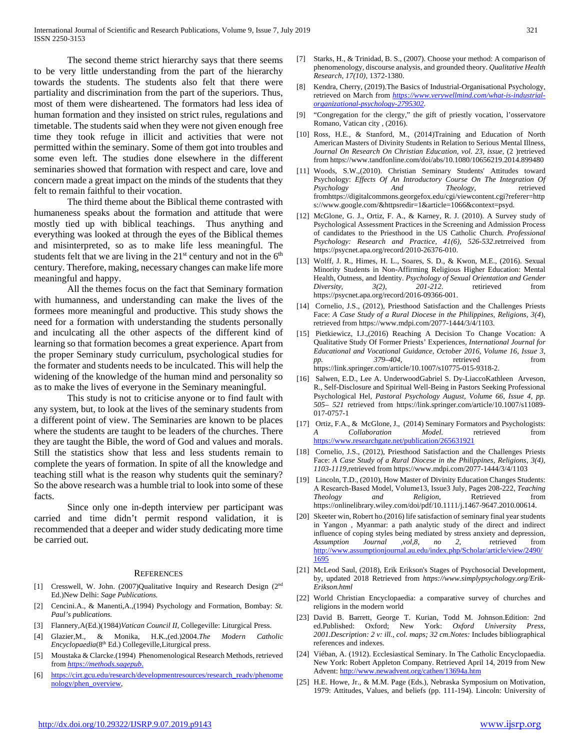The second theme strict hierarchy says that there seems to be very little understanding from the part of the hierarchy towards the students. The students also felt that there were partiality and discrimination from the part of the superiors. Thus, most of them were disheartened. The formators had less idea of human formation and they insisted on strict rules, regulations and timetable. The students said when they were not given enough free time they took refuge in illicit and activities that were not permitted within the seminary. Some of them got into troubles and some even left. The studies done elsewhere in the different seminaries showed that formation with respect and care, love and concern made a great impact on the minds of the students that they felt to remain faithful to their vocation.

The third theme about the Biblical theme contrasted with humaneness speaks about the formation and attitude that were mostly tied up with biblical teachings. Thus anything and everything was looked at through the eyes of the Biblical themes and misinterpreted, so as to make life less meaningful. The students felt that we are living in the 21st century and not in the 6th century. Therefore, making, necessary changes can make life more meaningful and happy.

All the themes focus on the fact that Seminary formation with humanness, and understanding can make the lives of the formees more meaningful and productive. This study shows the need for a formation with understanding the students personally and inculcating all the other aspects of the different kind of learning so that formation becomes a great experience. Apart from the proper Seminary study curriculum, psychological studies for the formater and students needs to be inculcated. This will help the widening of the knowledge of the human mind and personality so as to make the lives of everyone in the Seminary meaningful.

This study is not to criticise anyone or to find fault with any system, but, to look at the lives of the seminary students from a different point of view. The Seminaries are known to be places where the students are taught to be leaders of the churches. There they are taught the Bible, the word of God and values and morals. Still the statistics show that less and less students remain to complete the years of formation. In spite of all the knowledge and teaching still what is the reason why students quit the seminary? So the above research was a humble trial to look into some of these facts.

Since only one in-depth interview per participant was carried and time didn't permit respond validation, it is recommended that a deeper and wider study dedicating more time be carried out.

## References

[1] Cresswell, W. John. (2007)Qualitative Inquiry and Research Design (2nd Ed.)New Delhi: *Sage Publications.*

[2] Cencini.A., & Manenti,A.,(1994) Psychology and Formation, Bombay: *St. Paul's publications.*

[3] Flannery,A(Ed.)(1984)*Vatican Council II*, Collegeville: Liturgical Press.

[4] Glazier,M., & Monika, H.K.,(ed.)2004.*The Modern Catholic Encyclopaedia*(8th Ed.) Collegeville,Liturgical press.

[5] Moustaka & Clarcke.(1994) Phenomenological Research Methods, retrieved from *https://methods.sagepub.*

[6] https://cirt.gcu.edu/research/developmentresources/research_ready/phenomenology/phen_overview,

[7] Starks, H., & Trinidad, B. S., (2007). Choose your method: A comparison of phenomenology, discourse analysis, and grounded theory. *Qualitative Health Research, 17(10)*, 1372-1380.

[8] Kendra, Cherry, (2019).The Basics of Industrial-Organisational Psychology, retrieved on March from *https://www.verywellmind.com/what-is-industrial-organizational-psychology-2795302.*

[9] "Congregation for the clergy," the gift of priestly vocation, l'osservatore Romano, Vatican city , (2016).

[10] Ross, H.E., & Stanford, M., (2014)Training and Education of North American Masters of Divinity Students in Relation to Serious Mental Illness, *Journal On Research On Christian Education, vol. 23, issue*, (2 )retrieved from https://www.tandfonline.com/doi/abs/10.1080/10656219.2014.899480

[11] Woods, S.W.,(2010). Christian Seminary Students' Attitudes toward Psychology: *Effects Of An Introductory Course On The Integration Of Psychology And Theology*, retrieved fromhttps://digitalcommons.georgefox.edu/cgi/viewcontent.cgi?referer=https://www.google.com/&httpsredir=1&article=1066&context=psyd.

[12] McGlone, G. J., Ortiz, F. A., & Karney, R. J. (2010). A Survey study of Psychological Assessment Practices in the Screening and Admission Process of candidates to the Priesthood in the US Catholic Church. *Professional Psychology: Research and Practice, 41(6), 526-532.*retrreived from https://psycnet.apa.org/record/2010-26376-010.

[13] Wolff, J. R., Himes, H. L., Soares, S. D., & Kwon, M.E., (2016). Sexual Minority Students in Non-Affirming Religious Higher Education: Mental Health, Outness, and Identity. *Psychology of Sexual Orientation and Gender Diversity, 3(2), 201-212.* retirieved from https://psycnet.apa.org/record/2016-09366-001.

[14] Cornelio, J.S., (2012), Priesthood Satisfaction and the Challenges Priests Face: *A Case Study of a Rural Diocese in the Philippines, Religions, 3(4)*, retrieved from https://www.mdpi.com/2077-1444/3/4/1103.

[15] Pietkiewicz, I.J.,(2016) Reaching A Decision To Change Vocation: A Qualitative Study Of Former Priests' Experiences, *International Journal for Educational and Vocational Guidance, October 2016, Volume 16, Issue 3, pp. 379–404*, retrieved from https://link.springer.com/article/10.1007/s10775-015-9318-2.

[16] Salwen, E.D., Lee A. UnderwoodGabriel S. Dy-LiaccoKathleen Arveson, R., Self-Disclosure and Spiritual Well-Being in Pastors Seeking Professional Psychological Hel, *Pastoral Psychology August, Volume 66, Issue 4, pp. 505– 521* retrieved from https://link.springer.com/article/10.1007/s11089-017-0757-1

[17] Ortiz, F.A., & McGlone, J., (2014) Seminary Formators and Psychologists: *A Collaboration Model.* retrieved from https://www.researchgate.net/publication/265631921

[18] Cornelio, J.S., (2012), Priesthood Satisfaction and the Challenges Priests Face: *A Case Study of a Rural Diocese in the Philippines, Religions, 3(4), 1103-1119*,retrieved from https://www.mdpi.com/2077-1444/3/4/1103

[19] Lincoln, T.D., (2010), How Master of Divinity Education Changes Students: A Research-Based Model, Volume13, Issue3 July, Pages 208-222, *Teaching Theology and Religion*, Retrieved from https://onlinelibrary.wiley.com/doi/pdf/10.1111/j.1467-9647.2010.00614.

[20] Skeeter win, Robert ho.(2016) life satisfaction of seminary final year students in Yangon , Myanmar: a path analytic study of the direct and indirect influence of coping styles being mediated by stress anxiety and depression, *Assumption Journal ,vol,8, no 2*, retrieved from http://www.assumptionjournal.au.edu/index.php/Scholar/article/view/2490/1695

[21] McLeod Saul, (2018), Erik Erikson's Stages of Psychosocial Development, by, updated 2018 Retrieved from *https://www.simplypsychology.org/Erik-Erikson.html*

[22] World Christian Encyclopaedia: a comparative survey of churches and religions in the modern world

[23] David B. Barrett, George T. Kurian, Todd M. Johnson.Edition: 2nd ed.Published: Oxford; New York: *Oxford University Press, 2001.Description: 2 v: ill., col. maps; 32 cm.Notes:* Includes bibliographical references and indexes.

[24] Viéban, A. (1912). Ecclesiastical Seminary. In The Catholic Encyclopaedia. New York: Robert Appleton Company. Retrieved April 14, 2019 from New Advent: http://www.newadvent.org/cathen/13694a.htm

[25] H.E. Howe, Jr., & M.M. Page (Eds.), Nebraska Symposium on Motivation, 1979: Attitudes, Values, and beliefs (pp. 111-194). Lincoln: University of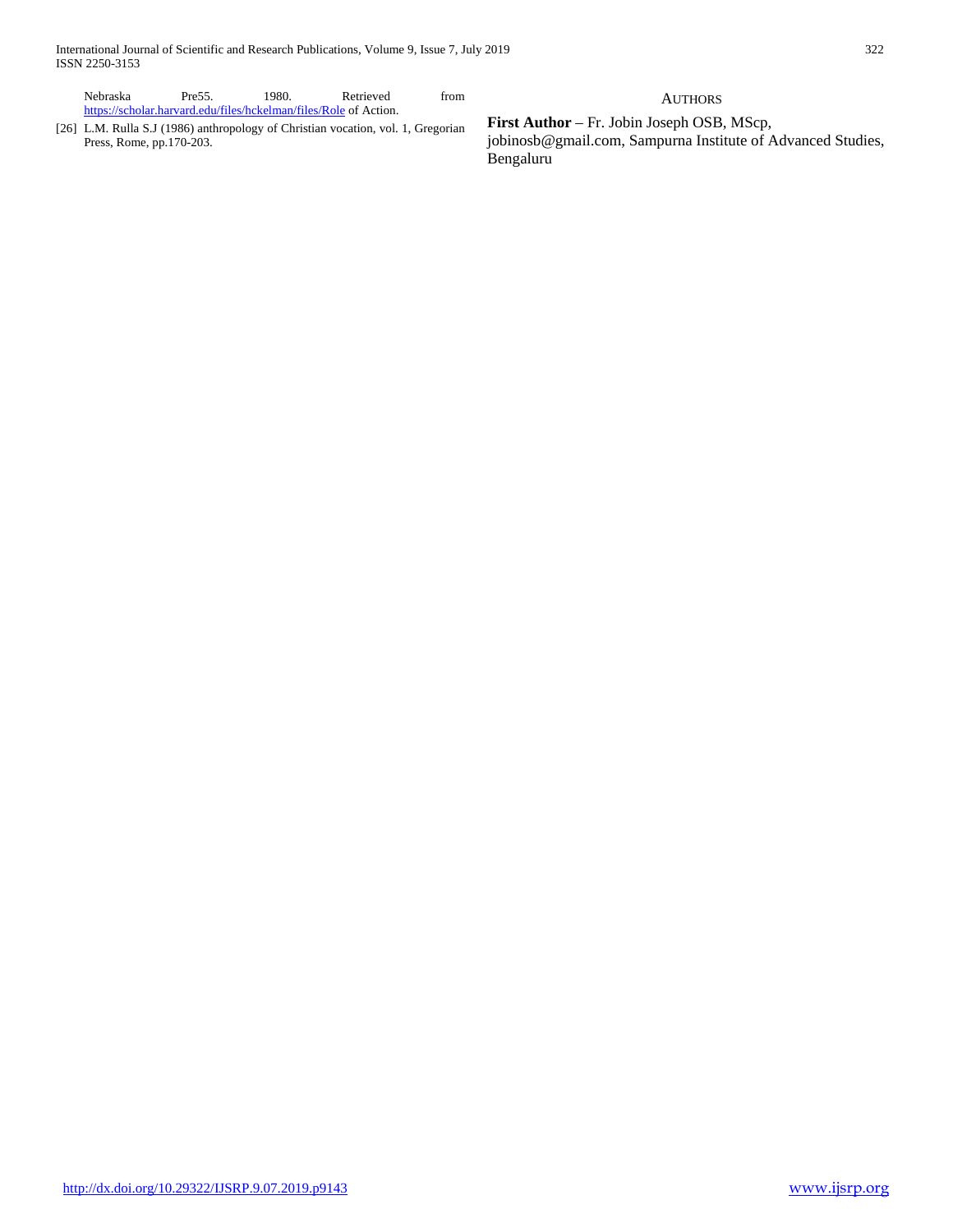Nebraska Pre55. 1980. Retrieved from https://scholar.harvard.edu/files/hckelman/files/Role of Action.

[26] L.M. Rulla S.J (1986) anthropology of Christian vocation, vol. 1, Gregorian Press, Rome, pp.170-203.

## AUTHORS

**First Author** – Fr. Jobin Joseph OSB, MScp, jobinosb@gmail.com, Sampurna Institute of Advanced Studies, Bengaluru